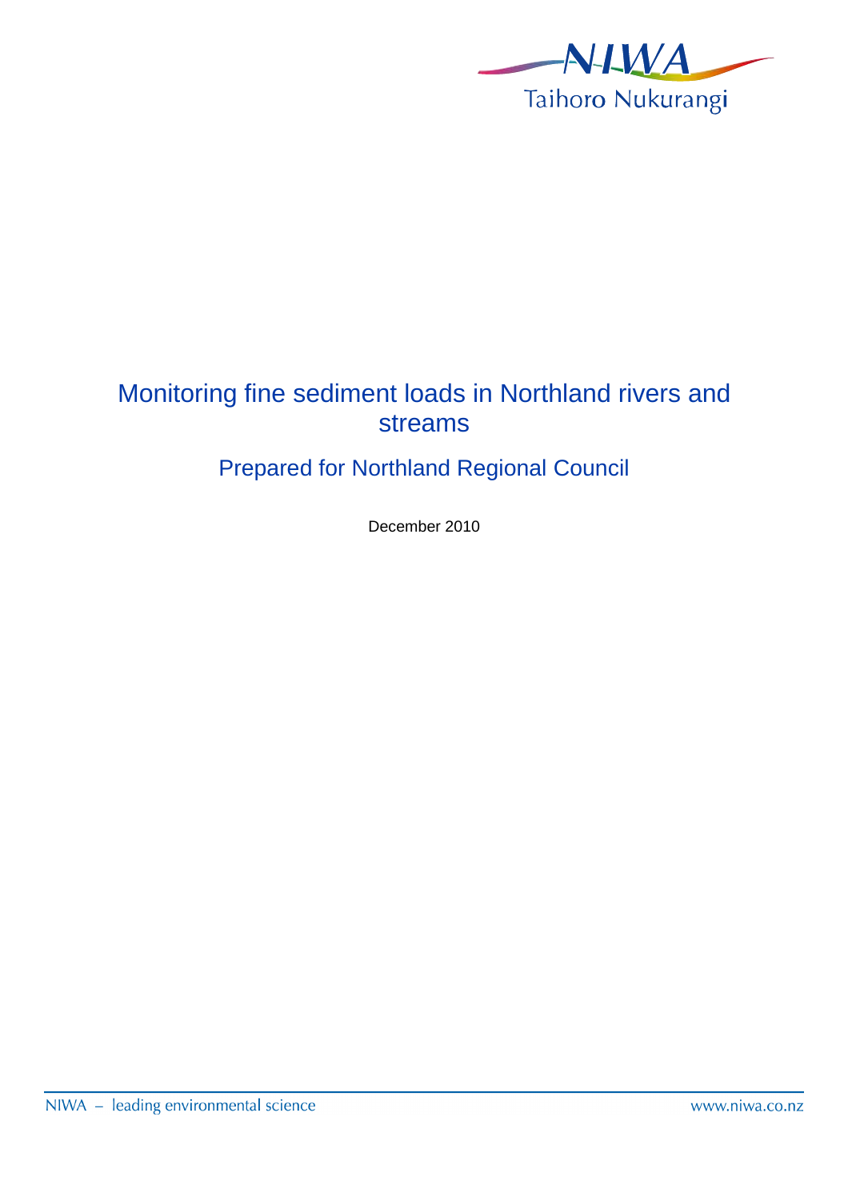NIWA

Taihoro Nukurangi

# Monitoring fine sediment loads in Northland rivers and streams

## Prepared for Northland Regional Council

December 2010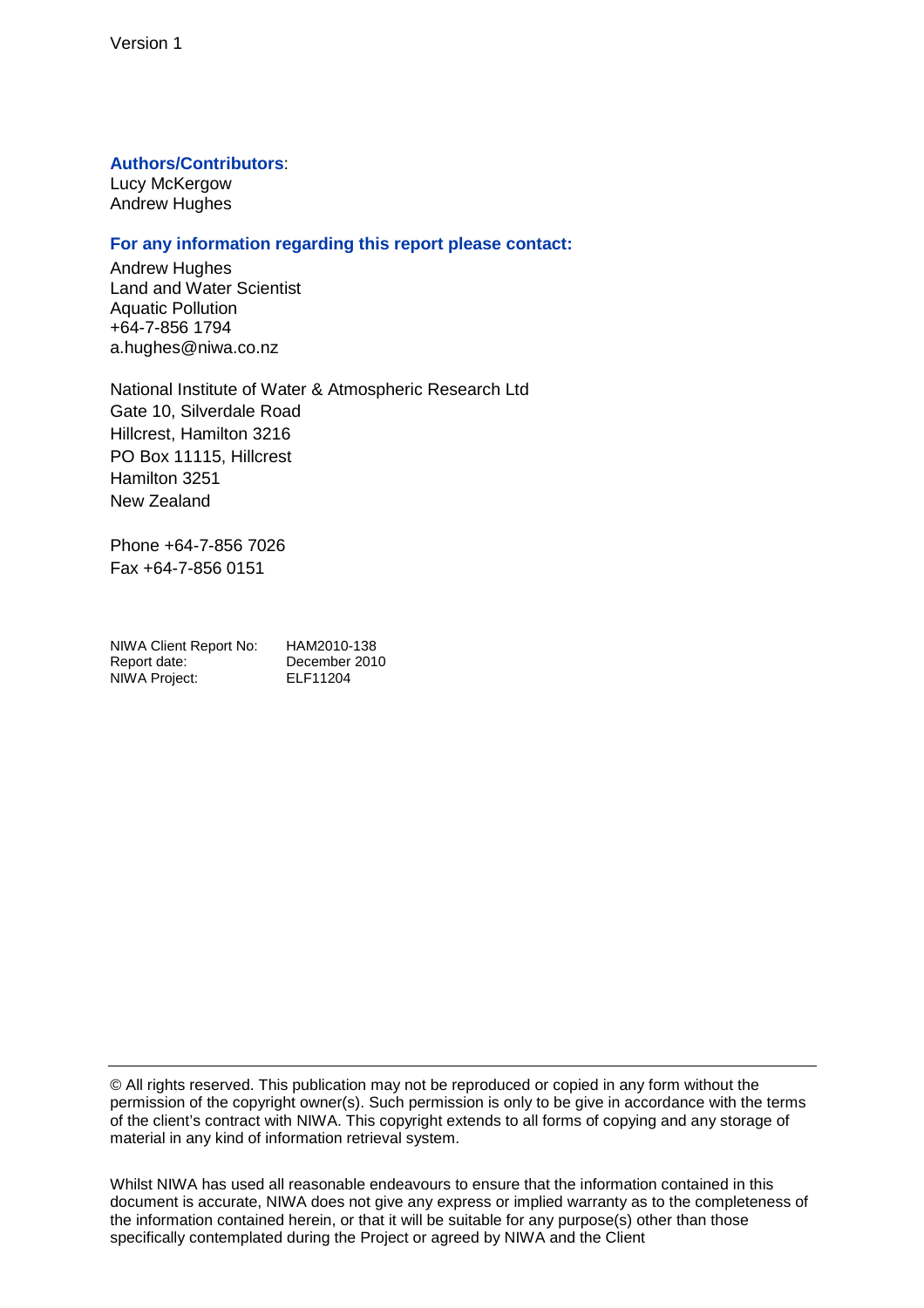Version 1

**Authors/Contributors**:
Lucy McKergow
Andrew Hughes

**For any information regarding this report please contact:**

Andrew Hughes
Land and Water Scientist
Aquatic Pollution
+64-7-856 1794
a.hughes@niwa.co.nz

National Institute of Water & Atmospheric Research Ltd
Gate 10, Silverdale Road
Hillcrest, Hamilton 3216
PO Box 11115, Hillcrest
Hamilton 3251
New Zealand

Phone +64-7-856 7026
Fax +64-7-856 0151

| | |
|---|---|
| NIWA Client Report No: | HAM2010-138 |
| Report date: | December 2010 |
| NIWA Project: | ELF11204 |

---

© All rights reserved. This publication may not be reproduced or copied in any form without the permission of the copyright owner(s). Such permission is only to be give in accordance with the terms of the client's contract with NIWA. This copyright extends to all forms of copying and any storage of material in any kind of information retrieval system.

Whilst NIWA has used all reasonable endeavours to ensure that the information contained in this document is accurate, NIWA does not give any express or implied warranty as to the completeness of the information contained herein, or that it will be suitable for any purpose(s) other than those specifically contemplated during the Project or agreed by NIWA and the Client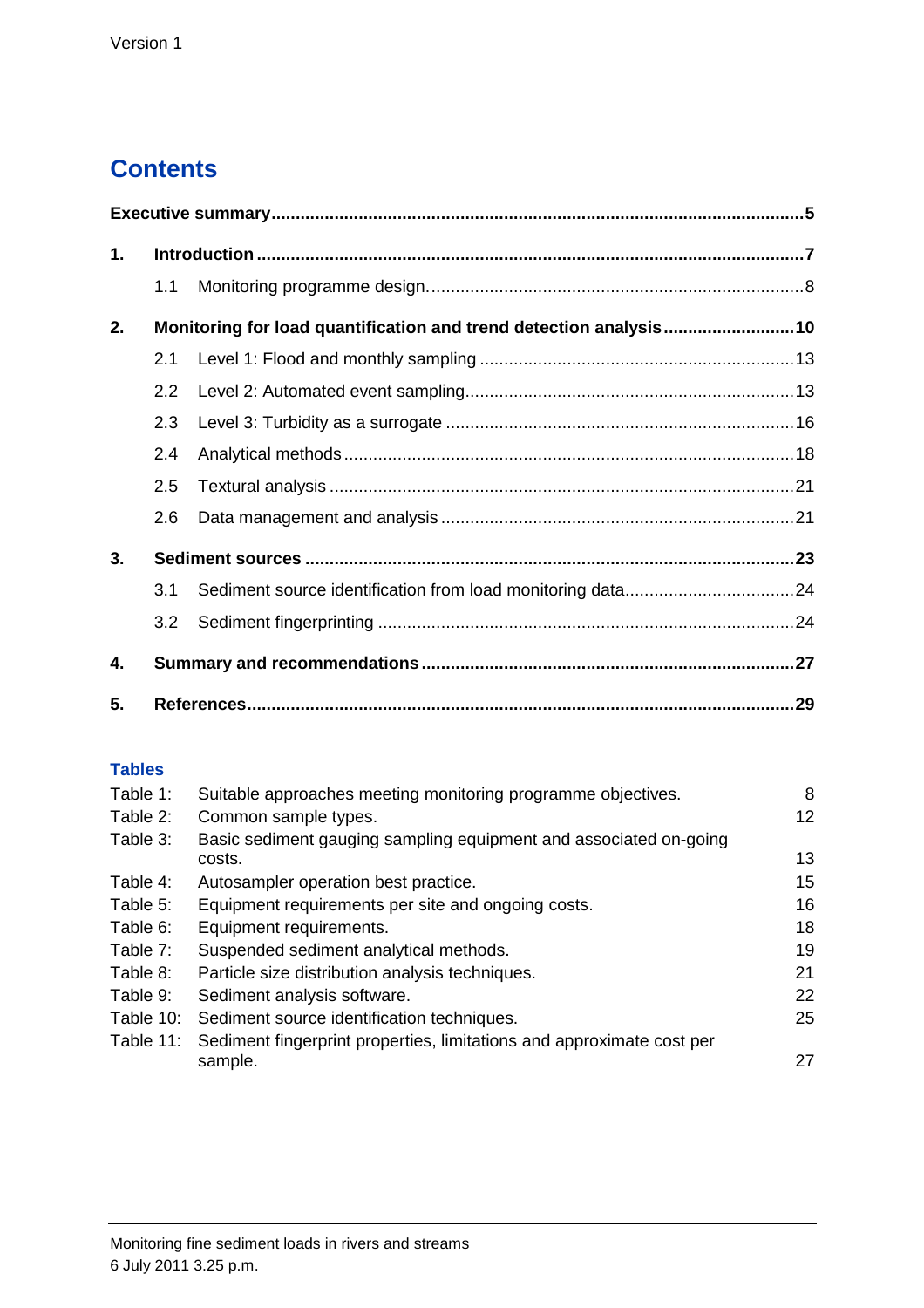# Contents

**Executive summary** ........ **5**

**1. Introduction** ........ **7**

1.1 Monitoring programme design ........ 8

**2. Monitoring for load quantification and trend detection analysis** ........ **10**

2.1 Level 1: Flood and monthly sampling ........ 13

2.2 Level 2: Automated event sampling ........ 13

2.3 Level 3: Turbidity as a surrogate ........ 16

2.4 Analytical methods ........ 18

2.5 Textural analysis ........ 21

2.6 Data management and analysis ........ 21

**3. Sediment sources** ........ **23**

3.1 Sediment source identification from load monitoring data ........ 24

3.2 Sediment fingerprinting ........ 24

**4. Summary and recommendations** ........ **27**

**5. References** ........ **29**

## Tables

| | | |
|---|---|---|
| Table 1: | Suitable approaches meeting monitoring programme objectives. | 8 |
| Table 2: | Common sample types. | 12 |
| Table 3: | Basic sediment gauging sampling equipment and associated on-going costs. | 13 |
| Table 4: | Autosampler operation best practice. | 15 |
| Table 5: | Equipment requirements per site and ongoing costs. | 16 |
| Table 6: | Equipment requirements. | 18 |
| Table 7: | Suspended sediment analytical methods. | 19 |
| Table 8: | Particle size distribution analysis techniques. | 21 |
| Table 9: | Sediment analysis software. | 22 |
| Table 10: | Sediment source identification techniques. | 25 |
| Table 11: | Sediment fingerprint properties, limitations and approximate cost per sample. | 27 |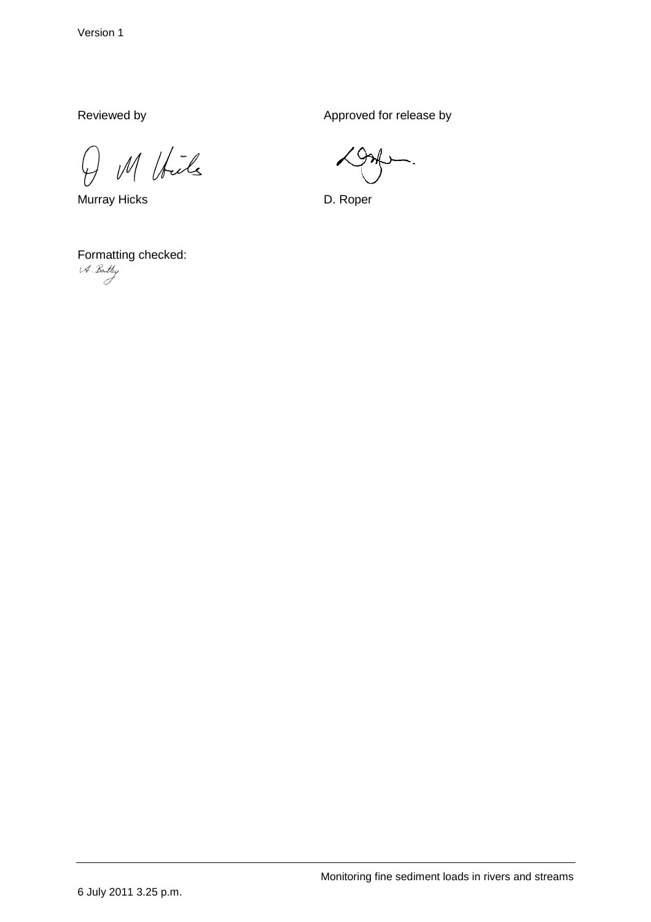Version 1

Reviewed by

Murray Hicks

Approved for release by

D. Roper

Formatting checked:

6 July 2011 3.25 p.m.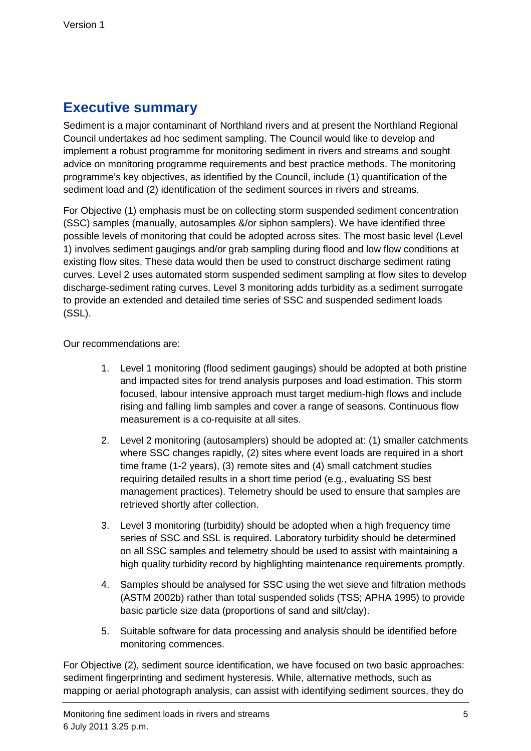## Executive summary

Sediment is a major contaminant of Northland rivers and at present the Northland Regional Council undertakes ad hoc sediment sampling. The Council would like to develop and implement a robust programme for monitoring sediment in rivers and streams and sought advice on monitoring programme requirements and best practice methods. The monitoring programme's key objectives, as identified by the Council, include (1) quantification of the sediment load and (2) identification of the sediment sources in rivers and streams.

For Objective (1) emphasis must be on collecting storm suspended sediment concentration (SSC) samples (manually, autosamples &/or siphon samplers). We have identified three possible levels of monitoring that could be adopted across sites. The most basic level (Level 1) involves sediment gaugings and/or grab sampling during flood and low flow conditions at existing flow sites. These data would then be used to construct discharge sediment rating curves. Level 2 uses automated storm suspended sediment sampling at flow sites to develop discharge-sediment rating curves. Level 3 monitoring adds turbidity as a sediment surrogate to provide an extended and detailed time series of SSC and suspended sediment loads (SSL).

Our recommendations are:

1. Level 1 monitoring (flood sediment gaugings) should be adopted at both pristine and impacted sites for trend analysis purposes and load estimation. This storm focused, labour intensive approach must target medium-high flows and include rising and falling limb samples and cover a range of seasons. Continuous flow measurement is a co-requisite at all sites.
2. Level 2 monitoring (autosamplers) should be adopted at: (1) smaller catchments where SSC changes rapidly, (2) sites where event loads are required in a short time frame (1-2 years), (3) remote sites and (4) small catchment studies requiring detailed results in a short time period (e.g., evaluating SS best management practices). Telemetry should be used to ensure that samples are retrieved shortly after collection.
3. Level 3 monitoring (turbidity) should be adopted when a high frequency time series of SSC and SSL is required. Laboratory turbidity should be determined on all SSC samples and telemetry should be used to assist with maintaining a high quality turbidity record by highlighting maintenance requirements promptly.
4. Samples should be analysed for SSC using the wet sieve and filtration methods (ASTM 2002b) rather than total suspended solids (TSS; APHA 1995) to provide basic particle size data (proportions of sand and silt/clay).
5. Suitable software for data processing and analysis should be identified before monitoring commences.

For Objective (2), sediment source identification, we have focused on two basic approaches: sediment fingerprinting and sediment hysteresis. While, alternative methods, such as mapping or aerial photograph analysis, can assist with identifying sediment sources, they do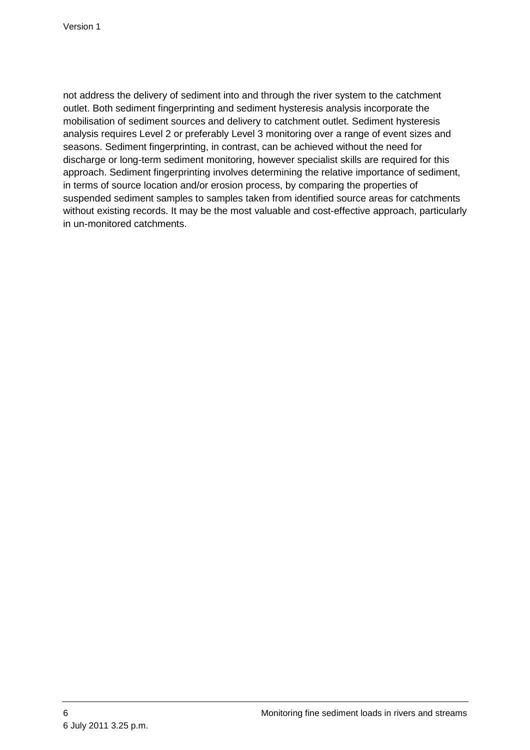not address the delivery of sediment into and through the river system to the catchment outlet. Both sediment fingerprinting and sediment hysteresis analysis incorporate the mobilisation of sediment sources and delivery to catchment outlet. Sediment hysteresis analysis requires Level 2 or preferably Level 3 monitoring over a range of event sizes and seasons. Sediment fingerprinting, in contrast, can be achieved without the need for discharge or long-term sediment monitoring, however specialist skills are required for this approach. Sediment fingerprinting involves determining the relative importance of sediment, in terms of source location and/or erosion process, by comparing the properties of suspended sediment samples to samples taken from identified source areas for catchments without existing records. It may be the most valuable and cost-effective approach, particularly in un-monitored catchments.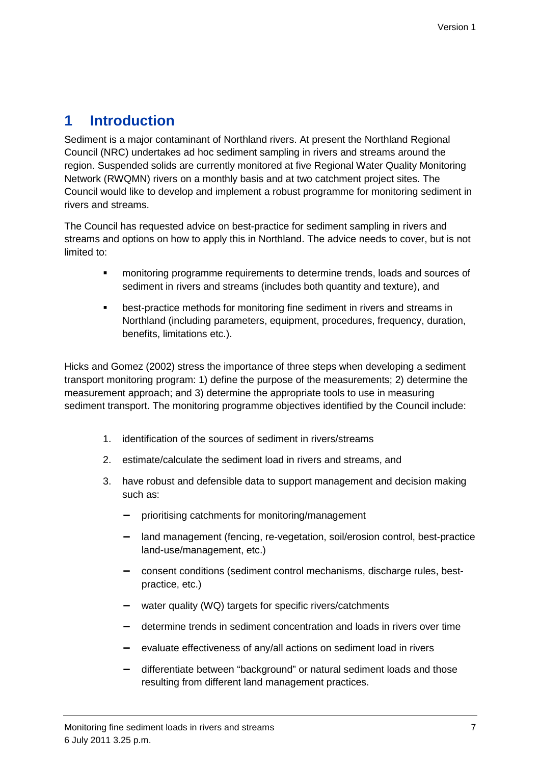# 1 Introduction

Sediment is a major contaminant of Northland rivers. At present the Northland Regional Council (NRC) undertakes ad hoc sediment sampling in rivers and streams around the region. Suspended solids are currently monitored at five Regional Water Quality Monitoring Network (RWQMN) rivers on a monthly basis and at two catchment project sites. The Council would like to develop and implement a robust programme for monitoring sediment in rivers and streams.

The Council has requested advice on best-practice for sediment sampling in rivers and streams and options on how to apply this in Northland. The advice needs to cover, but is not limited to:

- monitoring programme requirements to determine trends, loads and sources of sediment in rivers and streams (includes both quantity and texture), and
- best-practice methods for monitoring fine sediment in rivers and streams in Northland (including parameters, equipment, procedures, frequency, duration, benefits, limitations etc.).

Hicks and Gomez (2002) stress the importance of three steps when developing a sediment transport monitoring program: 1) define the purpose of the measurements; 2) determine the measurement approach; and 3) determine the appropriate tools to use in measuring sediment transport. The monitoring programme objectives identified by the Council include:

1. identification of the sources of sediment in rivers/streams
2. estimate/calculate the sediment load in rivers and streams, and
3. have robust and defensible data to support management and decision making such as:
   - prioritising catchments for monitoring/management
   - land management (fencing, re-vegetation, soil/erosion control, best-practice land-use/management, etc.)
   - consent conditions (sediment control mechanisms, discharge rules, best-practice, etc.)
   - water quality (WQ) targets for specific rivers/catchments
   - determine trends in sediment concentration and loads in rivers over time
   - evaluate effectiveness of any/all actions on sediment load in rivers
   - differentiate between "background" or natural sediment loads and those resulting from different land management practices.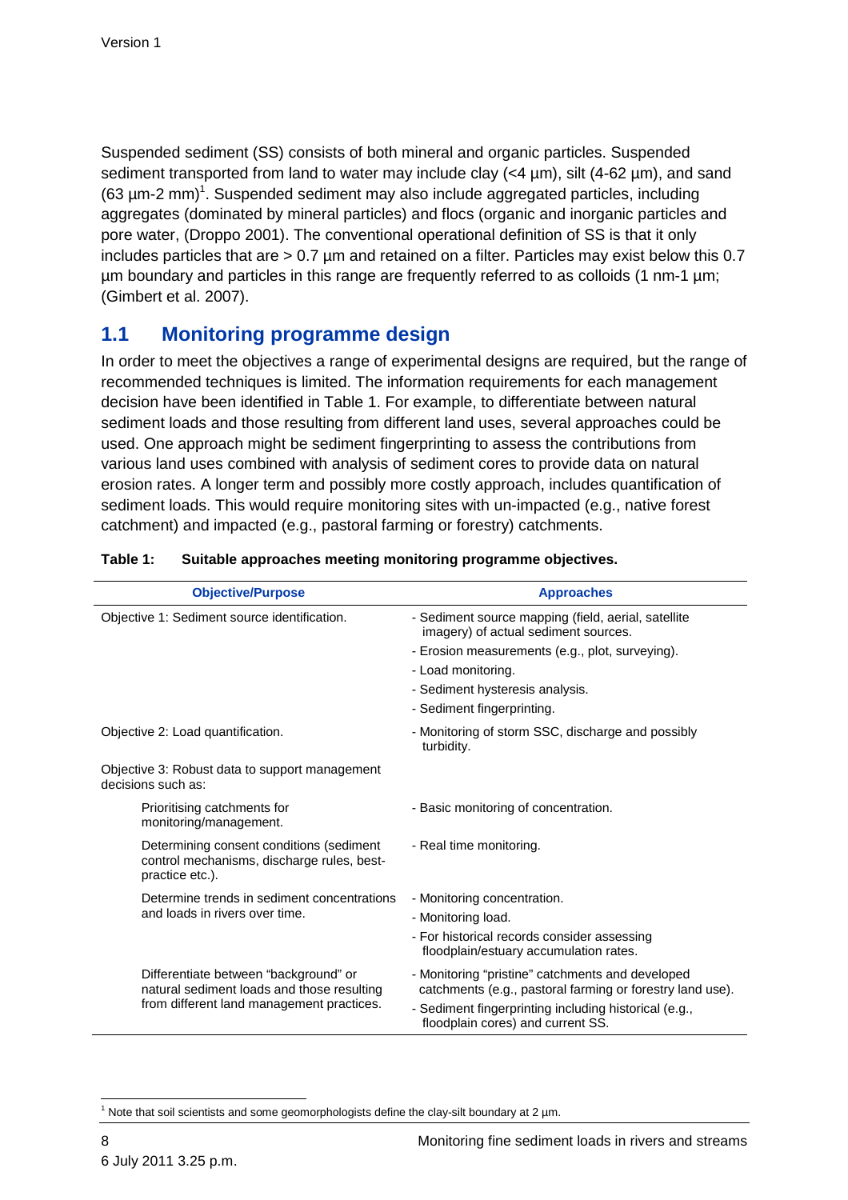Suspended sediment (SS) consists of both mineral and organic particles. Suspended sediment transported from land to water may include clay (<4 µm), silt (4-62 µm), and sand (63 µm-2 mm)[1]. Suspended sediment may also include aggregated particles, including aggregates (dominated by mineral particles) and flocs (organic and inorganic particles and pore water, (Droppo 2001). The conventional operational definition of SS is that it only includes particles that are > 0.7 µm and retained on a filter. Particles may exist below this 0.7 µm boundary and particles in this range are frequently referred to as colloids (1 nm-1 µm; (Gimbert et al. 2007).

## 1.1 Monitoring programme design

In order to meet the objectives a range of experimental designs are required, but the range of recommended techniques is limited. The information requirements for each management decision have been identified in Table 1. For example, to differentiate between natural sediment loads and those resulting from different land uses, several approaches could be used. One approach might be sediment fingerprinting to assess the contributions from various land uses combined with analysis of sediment cores to provide data on natural erosion rates. A longer term and possibly more costly approach, includes quantification of sediment loads. This would require monitoring sites with un-impacted (e.g., native forest catchment) and impacted (e.g., pastoral farming or forestry) catchments.

**Table 1: Suitable approaches meeting monitoring programme objectives.**

| Objective/Purpose | Approaches |
|---|---|
| Objective 1: Sediment source identification. | - Sediment source mapping (field, aerial, satellite imagery) of actual sediment sources.<br>- Erosion measurements (e.g., plot, surveying).<br>- Load monitoring.<br>- Sediment hysteresis analysis.<br>- Sediment fingerprinting. |
| Objective 2: Load quantification. | - Monitoring of storm SSC, discharge and possibly turbidity. |
| Objective 3: Robust data to support management decisions such as: | |
| Prioritising catchments for monitoring/management. | - Basic monitoring of concentration. |
| Determining consent conditions (sediment control mechanisms, discharge rules, best-practice etc.). | - Real time monitoring. |
| Determine trends in sediment concentrations and loads in rivers over time. | - Monitoring concentration.<br>- Monitoring load.<br>- For historical records consider assessing floodplain/estuary accumulation rates. |
| Differentiate between "background" or natural sediment loads and those resulting from different land management practices. | - Monitoring "pristine" catchments and developed catchments (e.g., pastoral farming or forestry land use).<br>- Sediment fingerprinting including historical (e.g., floodplain cores) and current SS. |

[1] Note that soil scientists and some geomorphologists define the clay-silt boundary at 2 µm.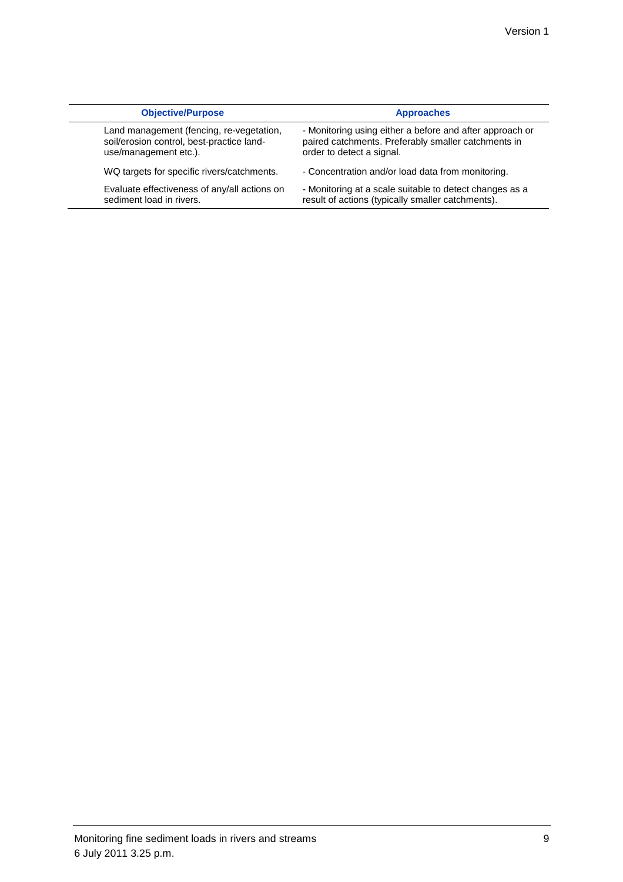| Objective/Purpose | Approaches |
|---|---|
| Land management (fencing, re-vegetation, soil/erosion control, best-practice land-use/management etc.). | - Monitoring using either a before and after approach or paired catchments. Preferably smaller catchments in order to detect a signal. |
| WQ targets for specific rivers/catchments. | - Concentration and/or load data from monitoring. |
| Evaluate effectiveness of any/all actions on sediment load in rivers. | - Monitoring at a scale suitable to detect changes as a result of actions (typically smaller catchments). |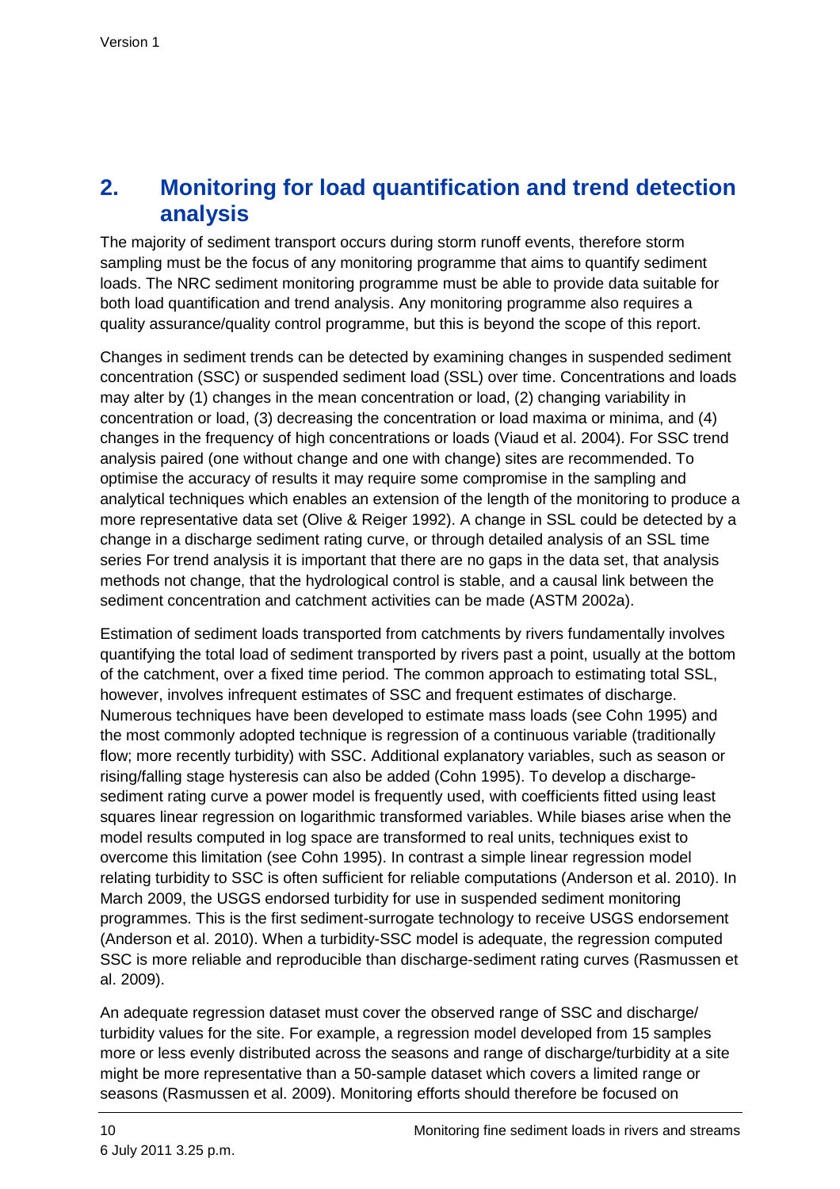## 2. Monitoring for load quantification and trend detection analysis

The majority of sediment transport occurs during storm runoff events, therefore storm sampling must be the focus of any monitoring programme that aims to quantify sediment loads. The NRC sediment monitoring programme must be able to provide data suitable for both load quantification and trend analysis. Any monitoring programme also requires a quality assurance/quality control programme, but this is beyond the scope of this report.

Changes in sediment trends can be detected by examining changes in suspended sediment concentration (SSC) or suspended sediment load (SSL) over time. Concentrations and loads may alter by (1) changes in the mean concentration or load, (2) changing variability in concentration or load, (3) decreasing the concentration or load maxima or minima, and (4) changes in the frequency of high concentrations or loads (Viaud et al. 2004). For SSC trend analysis paired (one without change and one with change) sites are recommended. To optimise the accuracy of results it may require some compromise in the sampling and analytical techniques which enables an extension of the length of the monitoring to produce a more representative data set (Olive & Reiger 1992). A change in SSL could be detected by a change in a discharge sediment rating curve, or through detailed analysis of an SSL time series For trend analysis it is important that there are no gaps in the data set, that analysis methods not change, that the hydrological control is stable, and a causal link between the sediment concentration and catchment activities can be made (ASTM 2002a).

Estimation of sediment loads transported from catchments by rivers fundamentally involves quantifying the total load of sediment transported by rivers past a point, usually at the bottom of the catchment, over a fixed time period. The common approach to estimating total SSL, however, involves infrequent estimates of SSC and frequent estimates of discharge. Numerous techniques have been developed to estimate mass loads (see Cohn 1995) and the most commonly adopted technique is regression of a continuous variable (traditionally flow; more recently turbidity) with SSC. Additional explanatory variables, such as season or rising/falling stage hysteresis can also be added (Cohn 1995). To develop a discharge-sediment rating curve a power model is frequently used, with coefficients fitted using least squares linear regression on logarithmic transformed variables. While biases arise when the model results computed in log space are transformed to real units, techniques exist to overcome this limitation (see Cohn 1995). In contrast a simple linear regression model relating turbidity to SSC is often sufficient for reliable computations (Anderson et al. 2010). In March 2009, the USGS endorsed turbidity for use in suspended sediment monitoring programmes. This is the first sediment-surrogate technology to receive USGS endorsement (Anderson et al. 2010). When a turbidity-SSC model is adequate, the regression computed SSC is more reliable and reproducible than discharge-sediment rating curves (Rasmussen et al. 2009).

An adequate regression dataset must cover the observed range of SSC and discharge/ turbidity values for the site. For example, a regression model developed from 15 samples more or less evenly distributed across the seasons and range of discharge/turbidity at a site might be more representative than a 50-sample dataset which covers a limited range or seasons (Rasmussen et al. 2009). Monitoring efforts should therefore be focused on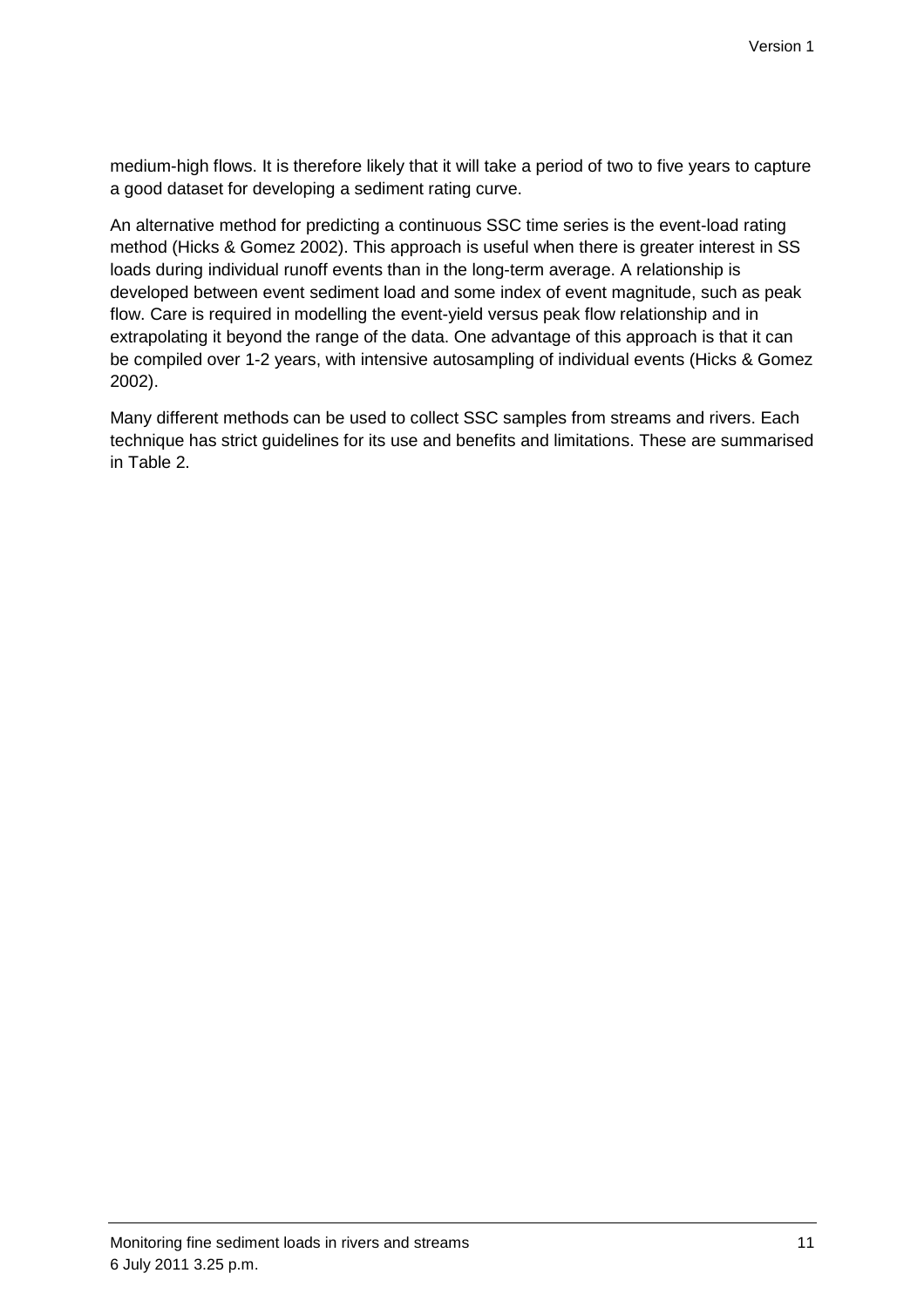medium-high flows. It is therefore likely that it will take a period of two to five years to capture a good dataset for developing a sediment rating curve.

An alternative method for predicting a continuous SSC time series is the event-load rating method (Hicks & Gomez 2002). This approach is useful when there is greater interest in SS loads during individual runoff events than in the long-term average. A relationship is developed between event sediment load and some index of event magnitude, such as peak flow. Care is required in modelling the event-yield versus peak flow relationship and in extrapolating it beyond the range of the data. One advantage of this approach is that it can be compiled over 1-2 years, with intensive autosampling of individual events (Hicks & Gomez 2002).

Many different methods can be used to collect SSC samples from streams and rivers. Each technique has strict guidelines for its use and benefits and limitations. These are summarised in Table 2.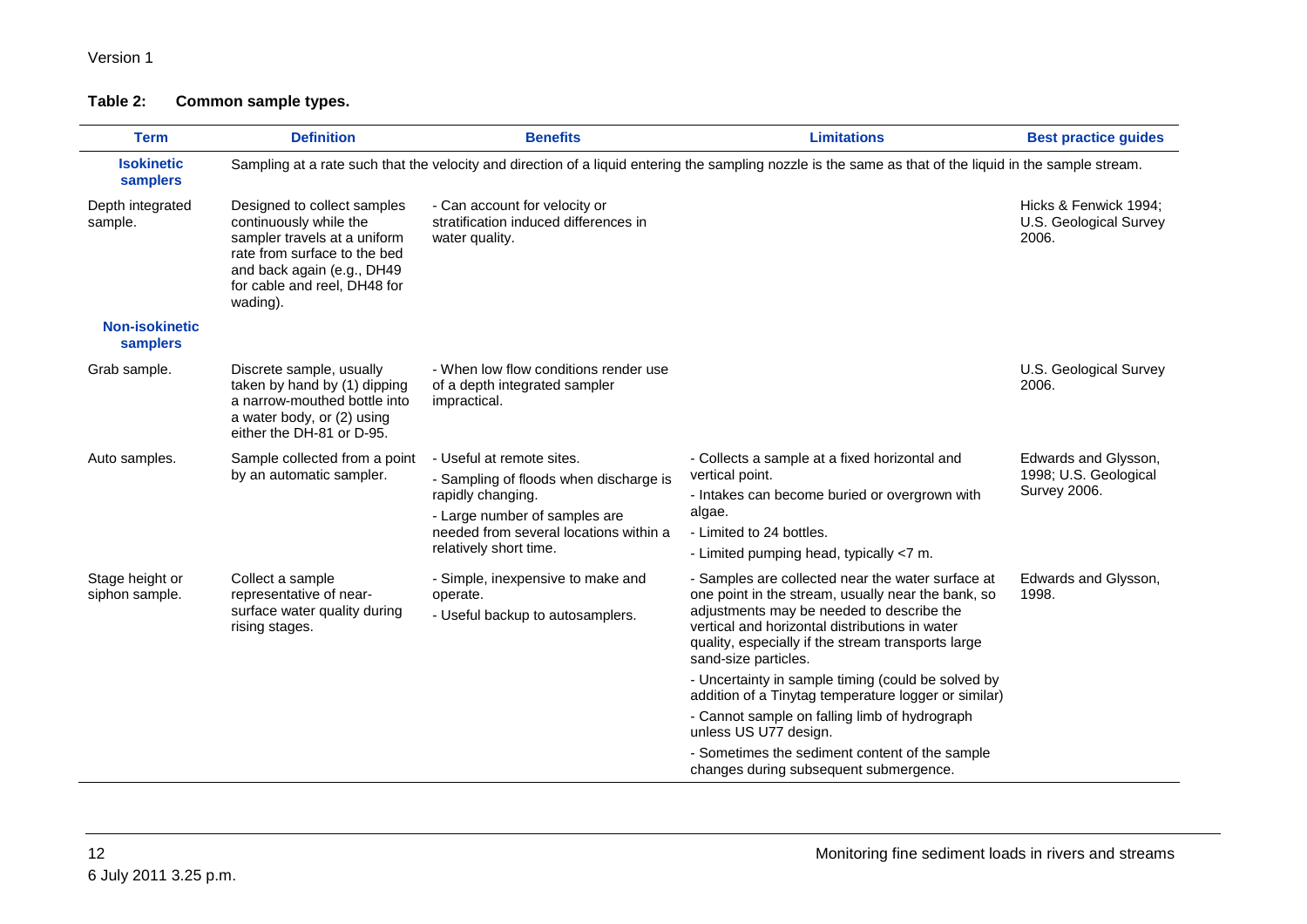**Table 2: Common sample types.**

| Term | Definition | Benefits | Limitations | Best practice guides |
|---|---|---|---|---|
| **Isokinetic samplers** | Sampling at a rate such that the velocity and direction of a liquid entering the sampling nozzle is the same as that of the liquid in the sample stream. | | | |
| Depth integrated sample. | Designed to collect samples continuously while the sampler travels at a uniform rate from surface to the bed and back again (e.g., DH49 for cable and reel, DH48 for wading). | - Can account for velocity or stratification induced differences in water quality. | | Hicks & Fenwick 1994; U.S. Geological Survey 2006. |
| **Non-isokinetic samplers** | | | | |
| Grab sample. | Discrete sample, usually taken by hand by (1) dipping a narrow-mouthed bottle into a water body, or (2) using either the DH-81 or D-95. | - When low flow conditions render use of a depth integrated sampler impractical. | | U.S. Geological Survey 2006. |
| Auto samples. | Sample collected from a point by an automatic sampler. | - Useful at remote sites.<br>- Sampling of floods when discharge is rapidly changing.<br>- Large number of samples are needed from several locations within a relatively short time. | - Collects a sample at a fixed horizontal and vertical point.<br>- Intakes can become buried or overgrown with algae.<br>- Limited to 24 bottles.<br>- Limited pumping head, typically <7 m. | Edwards and Glysson, 1998; U.S. Geological Survey 2006. |
| Stage height or siphon sample. | Collect a sample representative of near-surface water quality during rising stages. | - Simple, inexpensive to make and operate.<br>- Useful backup to autosamplers. | - Samples are collected near the water surface at one point in the stream, usually near the bank, so adjustments may be needed to describe the vertical and horizontal distributions in water quality, especially if the stream transports large sand-size particles.<br>- Uncertainty in sample timing (could be solved by addition of a Tinytag temperature logger or similar)<br>- Cannot sample on falling limb of hydrograph unless US U77 design.<br>- Sometimes the sediment content of the sample changes during subsequent submergence. | Edwards and Glysson, 1998. |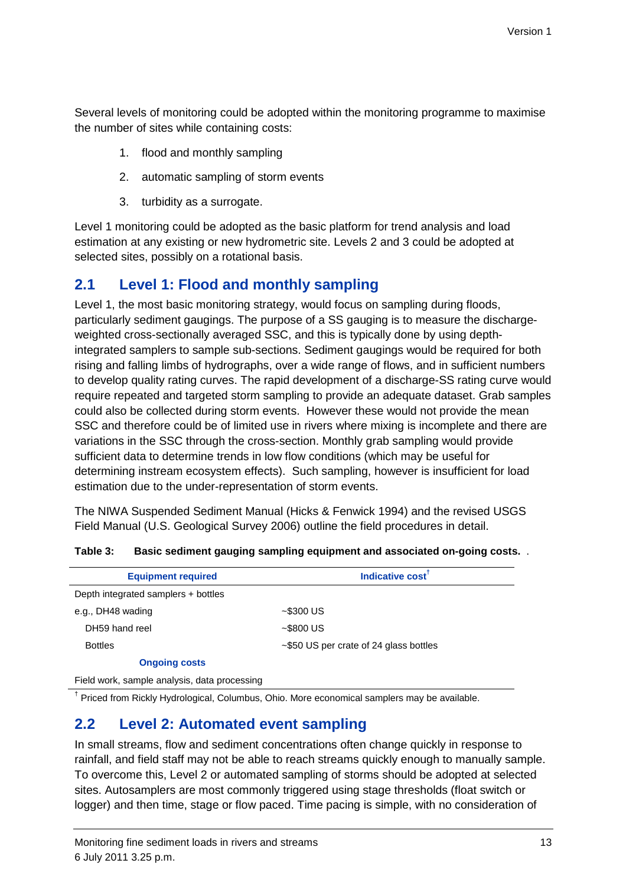Several levels of monitoring could be adopted within the monitoring programme to maximise the number of sites while containing costs:

1. flood and monthly sampling
2. automatic sampling of storm events
3. turbidity as a surrogate.

Level 1 monitoring could be adopted as the basic platform for trend analysis and load estimation at any existing or new hydrometric site. Levels 2 and 3 could be adopted at selected sites, possibly on a rotational basis.

## 2.1 Level 1: Flood and monthly sampling

Level 1, the most basic monitoring strategy, would focus on sampling during floods, particularly sediment gaugings. The purpose of a SS gauging is to measure the discharge-weighted cross-sectionally averaged SSC, and this is typically done by using depth-integrated samplers to sample sub-sections. Sediment gaugings would be required for both rising and falling limbs of hydrographs, over a wide range of flows, and in sufficient numbers to develop quality rating curves. The rapid development of a discharge-SS rating curve would require repeated and targeted storm sampling to provide an adequate dataset. Grab samples could also be collected during storm events. However these would not provide the mean SSC and therefore could be of limited use in rivers where mixing is incomplete and there are variations in the SSC through the cross-section. Monthly grab sampling would provide sufficient data to determine trends in low flow conditions (which may be useful for determining instream ecosystem effects). Such sampling, however is insufficient for load estimation due to the under-representation of storm events.

The NIWA Suspended Sediment Manual (Hicks & Fenwick 1994) and the revised USGS Field Manual (U.S. Geological Survey 2006) outline the field procedures in detail.

**Table 3: Basic sediment gauging sampling equipment and associated on-going costs.**

| Equipment required | Indicative cost[†] |
|---|---|
| Depth integrated samplers + bottles | |
| e.g., DH48 wading | ~$300 US |
| DH59 hand reel | ~$800 US |
| Bottles | ~$50 US per crate of 24 glass bottles |
| **Ongoing costs** | |
| Field work, sample analysis, data processing | |

[†] Priced from Rickly Hydrological, Columbus, Ohio. More economical samplers may be available.

## 2.2 Level 2: Automated event sampling

In small streams, flow and sediment concentrations often change quickly in response to rainfall, and field staff may not be able to reach streams quickly enough to manually sample. To overcome this, Level 2 or automated sampling of storms should be adopted at selected sites. Autosamplers are most commonly triggered using stage thresholds (float switch or logger) and then time, stage or flow paced. Time pacing is simple, with no consideration of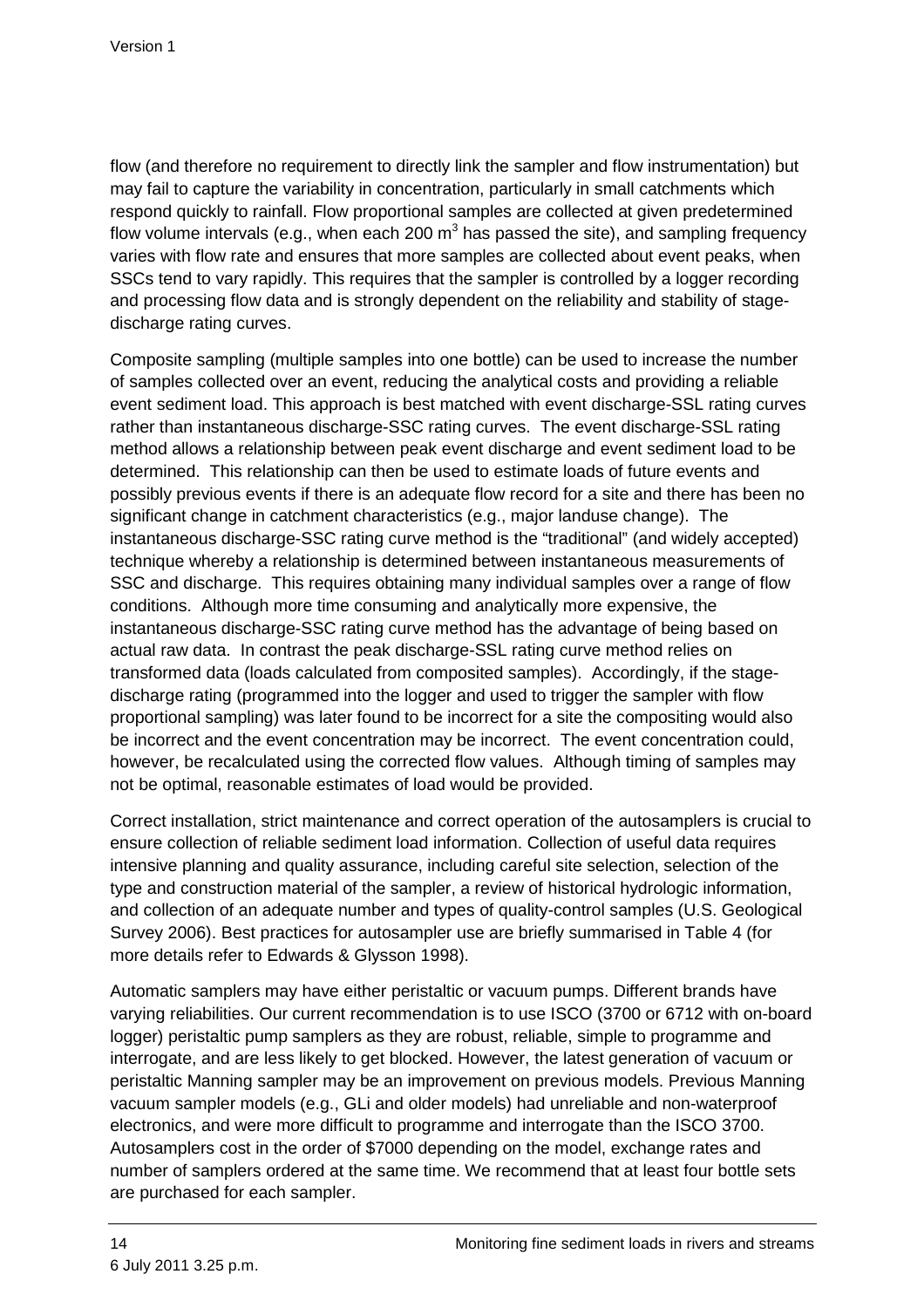flow (and therefore no requirement to directly link the sampler and flow instrumentation) but may fail to capture the variability in concentration, particularly in small catchments which respond quickly to rainfall. Flow proportional samples are collected at given predetermined flow volume intervals (e.g., when each 200 $m^3$ has passed the site), and sampling frequency varies with flow rate and ensures that more samples are collected about event peaks, when SSCs tend to vary rapidly. This requires that the sampler is controlled by a logger recording and processing flow data and is strongly dependent on the reliability and stability of stage-discharge rating curves.

Composite sampling (multiple samples into one bottle) can be used to increase the number of samples collected over an event, reducing the analytical costs and providing a reliable event sediment load. This approach is best matched with event discharge-SSL rating curves rather than instantaneous discharge-SSC rating curves. The event discharge-SSL rating method allows a relationship between peak event discharge and event sediment load to be determined. This relationship can then be used to estimate loads of future events and possibly previous events if there is an adequate flow record for a site and there has been no significant change in catchment characteristics (e.g., major landuse change). The instantaneous discharge-SSC rating curve method is the "traditional" (and widely accepted) technique whereby a relationship is determined between instantaneous measurements of SSC and discharge. This requires obtaining many individual samples over a range of flow conditions. Although more time consuming and analytically more expensive, the instantaneous discharge-SSC rating curve method has the advantage of being based on actual raw data. In contrast the peak discharge-SSL rating curve method relies on transformed data (loads calculated from composited samples). Accordingly, if the stage-discharge rating (programmed into the logger and used to trigger the sampler with flow proportional sampling) was later found to be incorrect for a site the compositing would also be incorrect and the event concentration may be incorrect. The event concentration could, however, be recalculated using the corrected flow values. Although timing of samples may not be optimal, reasonable estimates of load would be provided.

Correct installation, strict maintenance and correct operation of the autosamplers is crucial to ensure collection of reliable sediment load information. Collection of useful data requires intensive planning and quality assurance, including careful site selection, selection of the type and construction material of the sampler, a review of historical hydrologic information, and collection of an adequate number and types of quality-control samples (U.S. Geological Survey 2006). Best practices for autosampler use are briefly summarised in Table 4 (for more details refer to Edwards & Glysson 1998).

Automatic samplers may have either peristaltic or vacuum pumps. Different brands have varying reliabilities. Our current recommendation is to use ISCO (3700 or 6712 with on-board logger) peristaltic pump samplers as they are robust, reliable, simple to programme and interrogate, and are less likely to get blocked. However, the latest generation of vacuum or peristaltic Manning sampler may be an improvement on previous models. Previous Manning vacuum sampler models (e.g., GLi and older models) had unreliable and non-waterproof electronics, and were more difficult to programme and interrogate than the ISCO 3700. Autosamplers cost in the order of $7000 depending on the model, exchange rates and number of samplers ordered at the same time. We recommend that at least four bottle sets are purchased for each sampler.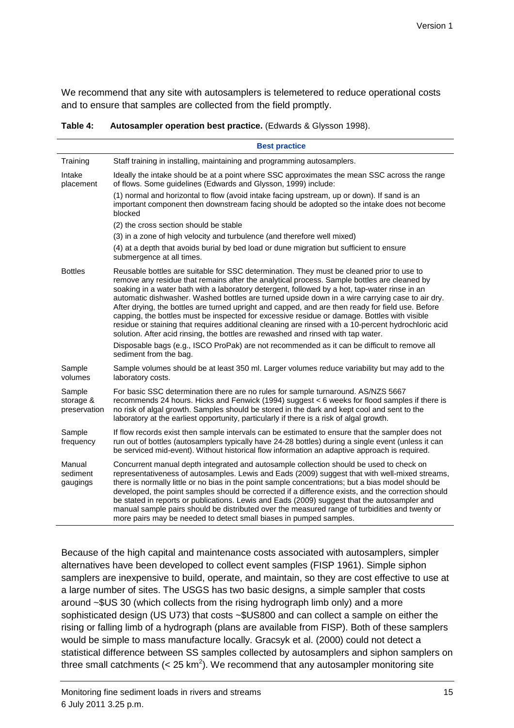We recommend that any site with autosamplers is telemetered to reduce operational costs and to ensure that samples are collected from the field promptly.

**Table 4: Autosampler operation best practice.** (Edwards & Glysson 1998).

| | Best practice |
|---|---|
| Training | Staff training in installing, maintaining and programming autosamplers. |
| Intake placement | Ideally the intake should be at a point where SSC approximates the mean SSC across the range of flows. Some guidelines (Edwards and Glysson, 1999) include:<br>(1) normal and horizontal to flow (avoid intake facing upstream, up or down). If sand is an important component then downstream facing should be adopted so the intake does not become blocked<br>(2) the cross section should be stable<br>(3) in a zone of high velocity and turbulence (and therefore well mixed)<br>(4) at a depth that avoids burial by bed load or dune migration but sufficient to ensure submergence at all times. |
| Bottles | Reusable bottles are suitable for SSC determination. They must be cleaned prior to use to remove any residue that remains after the analytical process. Sample bottles are cleaned by soaking in a water bath with a laboratory detergent, followed by a hot, tap-water rinse in an automatic dishwasher. Washed bottles are turned upside down in a wire carrying case to air dry. After drying, the bottles are turned upright and capped, and are then ready for field use. Before capping, the bottles must be inspected for excessive residue or damage. Bottles with visible residue or staining that requires additional cleaning are rinsed with a 10-percent hydrochloric acid solution. After acid rinsing, the bottles are rewashed and rinsed with tap water.<br>Disposable bags (e.g., ISCO ProPak) are not recommended as it can be difficult to remove all sediment from the bag. |
| Sample volumes | Sample volumes should be at least 350 ml. Larger volumes reduce variability but may add to the laboratory costs. |
| Sample storage & preservation | For basic SSC determination there are no rules for sample turnaround. AS/NZS 5667 recommends 24 hours. Hicks and Fenwick (1994) suggest < 6 weeks for flood samples if there is no risk of algal growth. Samples should be stored in the dark and kept cool and sent to the laboratory at the earliest opportunity, particularly if there is a risk of algal growth. |
| Sample frequency | If flow records exist then sample intervals can be estimated to ensure that the sampler does not run out of bottles (autosamplers typically have 24-28 bottles) during a single event (unless it can be serviced mid-event). Without historical flow information an adaptive approach is required. |
| Manual sediment gaugings | Concurrent manual depth integrated and autosample collection should be used to check on representativeness of autosamples. Lewis and Eads (2009) suggest that with well-mixed streams, there is normally little or no bias in the point sample concentrations; but a bias model should be developed, the point samples should be corrected if a difference exists, and the correction should be stated in reports or publications. Lewis and Eads (2009) suggest that the autosampler and manual sample pairs should be distributed over the measured range of turbidities and twenty or more pairs may be needed to detect small biases in pumped samples. |

Because of the high capital and maintenance costs associated with autosamplers, simpler alternatives have been developed to collect event samples (FISP 1961). Simple siphon samplers are inexpensive to build, operate, and maintain, so they are cost effective to use at a large number of sites. The USGS has two basic designs, a simple sampler that costs around ~$US 30 (which collects from the rising hydrograph limb only) and a more sophisticated design (US U73) that costs ~$US800 and can collect a sample on either the rising or falling limb of a hydrograph (plans are available from FISP). Both of these samplers would be simple to mass manufacture locally. Gracsyk et al. (2000) could not detect a statistical difference between SS samples collected by autosamplers and siphon samplers on three small catchments (< 25 km$^2$). We recommend that any autosampler monitoring site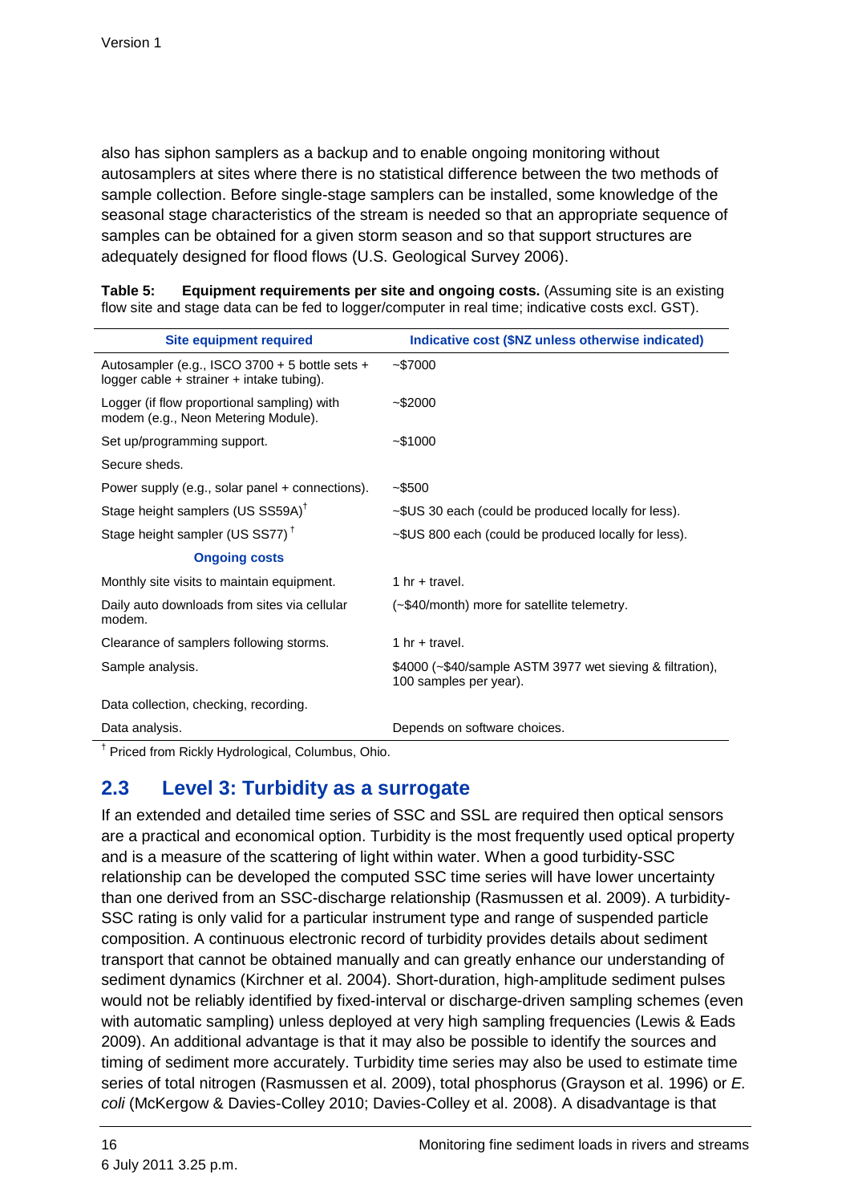also has siphon samplers as a backup and to enable ongoing monitoring without autosamplers at sites where there is no statistical difference between the two methods of sample collection. Before single-stage samplers can be installed, some knowledge of the seasonal stage characteristics of the stream is needed so that an appropriate sequence of samples can be obtained for a given storm season and so that support structures are adequately designed for flood flows (U.S. Geological Survey 2006).

**Table 5: Equipment requirements per site and ongoing costs.** (Assuming site is an existing flow site and stage data can be fed to logger/computer in real time; indicative costs excl. GST).

| Site equipment required | Indicative cost ($NZ unless otherwise indicated) |
|---|---|
| Autosampler (e.g., ISCO 3700 + 5 bottle sets + logger cable + strainer + intake tubing). | ~$7000 |
| Logger (if flow proportional sampling) with modem (e.g., Neon Metering Module). | ~$2000 |
| Set up/programming support. | ~$1000 |
| Secure sheds. | |
| Power supply (e.g., solar panel + connections). | ~$500 |
| Stage height samplers (US SS59A)[†] | ~$US 30 each (could be produced locally for less). |
| Stage height sampler (US SS77)[†] | ~$US 800 each (could be produced locally for less). |
| **Ongoing costs** | |
| Monthly site visits to maintain equipment. | 1 hr + travel. |
| Daily auto downloads from sites via cellular modem. | (~$40/month) more for satellite telemetry. |
| Clearance of samplers following storms. | 1 hr + travel. |
| Sample analysis. | $4000 (~$40/sample ASTM 3977 wet sieving & filtration), 100 samples per year). |
| Data collection, checking, recording. | |
| Data analysis. | Depends on software choices. |

[†] Priced from Rickly Hydrological, Columbus, Ohio.

## 2.3 Level 3: Turbidity as a surrogate

If an extended and detailed time series of SSC and SSL are required then optical sensors are a practical and economical option. Turbidity is the most frequently used optical property and is a measure of the scattering of light within water. When a good turbidity-SSC relationship can be developed the computed SSC time series will have lower uncertainty than one derived from an SSC-discharge relationship (Rasmussen et al. 2009). A turbidity-SSC rating is only valid for a particular instrument type and range of suspended particle composition. A continuous electronic record of turbidity provides details about sediment transport that cannot be obtained manually and can greatly enhance our understanding of sediment dynamics (Kirchner et al. 2004). Short-duration, high-amplitude sediment pulses would not be reliably identified by fixed-interval or discharge-driven sampling schemes (even with automatic sampling) unless deployed at very high sampling frequencies (Lewis & Eads 2009). An additional advantage is that it may also be possible to identify the sources and timing of sediment more accurately. Turbidity time series may also be used to estimate time series of total nitrogen (Rasmussen et al. 2009), total phosphorus (Grayson et al. 1996) or *E. coli* (McKergow & Davies-Colley 2010; Davies-Colley et al. 2008). A disadvantage is that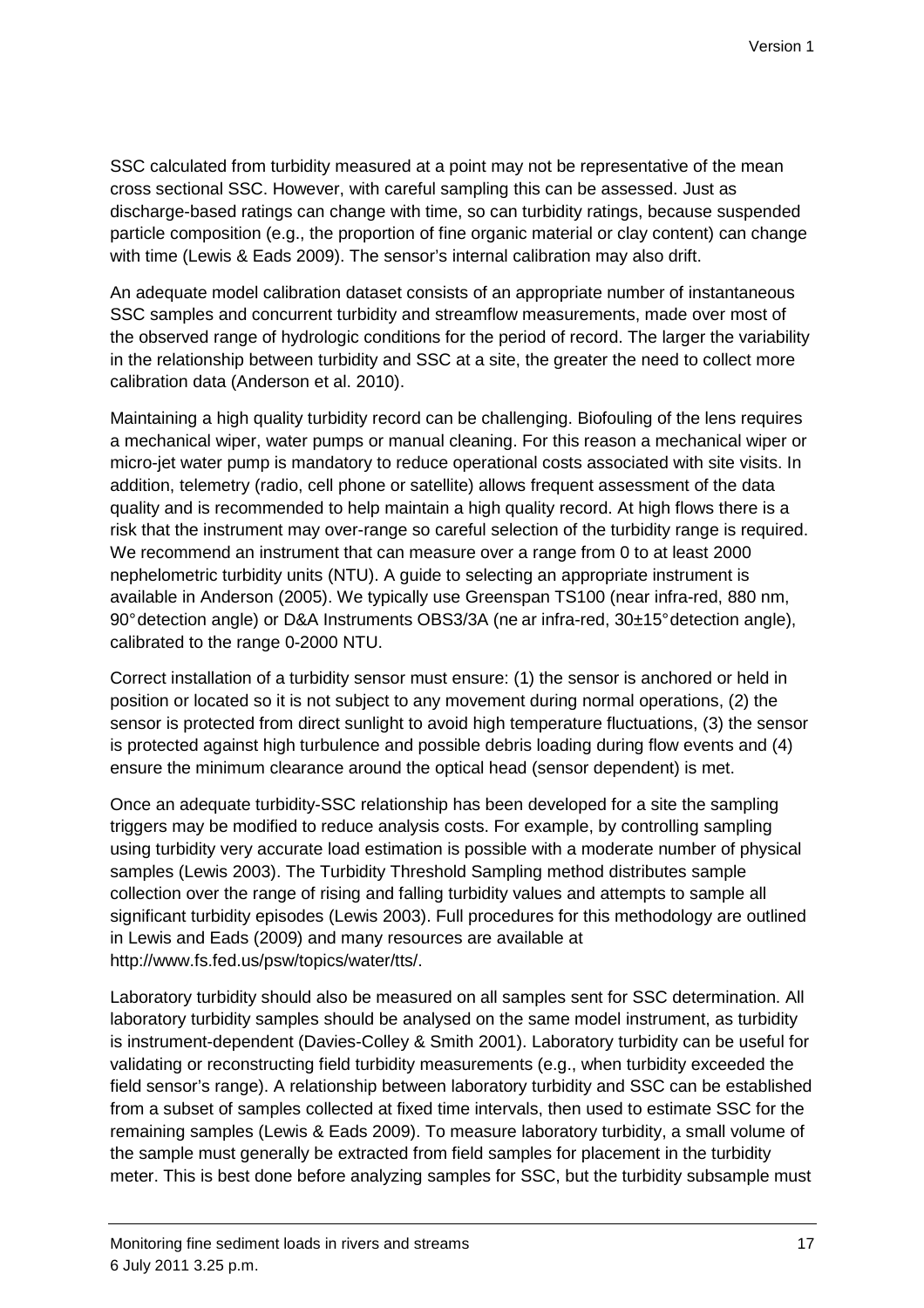SSC calculated from turbidity measured at a point may not be representative of the mean cross sectional SSC. However, with careful sampling this can be assessed. Just as discharge-based ratings can change with time, so can turbidity ratings, because suspended particle composition (e.g., the proportion of fine organic material or clay content) can change with time (Lewis & Eads 2009). The sensor's internal calibration may also drift.

An adequate model calibration dataset consists of an appropriate number of instantaneous SSC samples and concurrent turbidity and streamflow measurements, made over most of the observed range of hydrologic conditions for the period of record. The larger the variability in the relationship between turbidity and SSC at a site, the greater the need to collect more calibration data (Anderson et al. 2010).

Maintaining a high quality turbidity record can be challenging. Biofouling of the lens requires a mechanical wiper, water pumps or manual cleaning. For this reason a mechanical wiper or micro-jet water pump is mandatory to reduce operational costs associated with site visits. In addition, telemetry (radio, cell phone or satellite) allows frequent assessment of the data quality and is recommended to help maintain a high quality record. At high flows there is a risk that the instrument may over-range so careful selection of the turbidity range is required. We recommend an instrument that can measure over a range from 0 to at least 2000 nephelometric turbidity units (NTU). A guide to selecting an appropriate instrument is available in Anderson (2005). We typically use Greenspan TS100 (near infra-red, 880 nm, 90° detection angle) or D&A Instruments OBS3/3A (near infra-red, 30±15° detection angle), calibrated to the range 0-2000 NTU.

Correct installation of a turbidity sensor must ensure: (1) the sensor is anchored or held in position or located so it is not subject to any movement during normal operations, (2) the sensor is protected from direct sunlight to avoid high temperature fluctuations, (3) the sensor is protected against high turbulence and possible debris loading during flow events and (4) ensure the minimum clearance around the optical head (sensor dependent) is met.

Once an adequate turbidity-SSC relationship has been developed for a site the sampling triggers may be modified to reduce analysis costs. For example, by controlling sampling using turbidity very accurate load estimation is possible with a moderate number of physical samples (Lewis 2003). The Turbidity Threshold Sampling method distributes sample collection over the range of rising and falling turbidity values and attempts to sample all significant turbidity episodes (Lewis 2003). Full procedures for this methodology are outlined in Lewis and Eads (2009) and many resources are available at http://www.fs.fed.us/psw/topics/water/tts/.

Laboratory turbidity should also be measured on all samples sent for SSC determination. All laboratory turbidity samples should be analysed on the same model instrument, as turbidity is instrument-dependent (Davies-Colley & Smith 2001). Laboratory turbidity can be useful for validating or reconstructing field turbidity measurements (e.g., when turbidity exceeded the field sensor's range). A relationship between laboratory turbidity and SSC can be established from a subset of samples collected at fixed time intervals, then used to estimate SSC for the remaining samples (Lewis & Eads 2009). To measure laboratory turbidity, a small volume of the sample must generally be extracted from field samples for placement in the turbidity meter. This is best done before analyzing samples for SSC, but the turbidity subsample must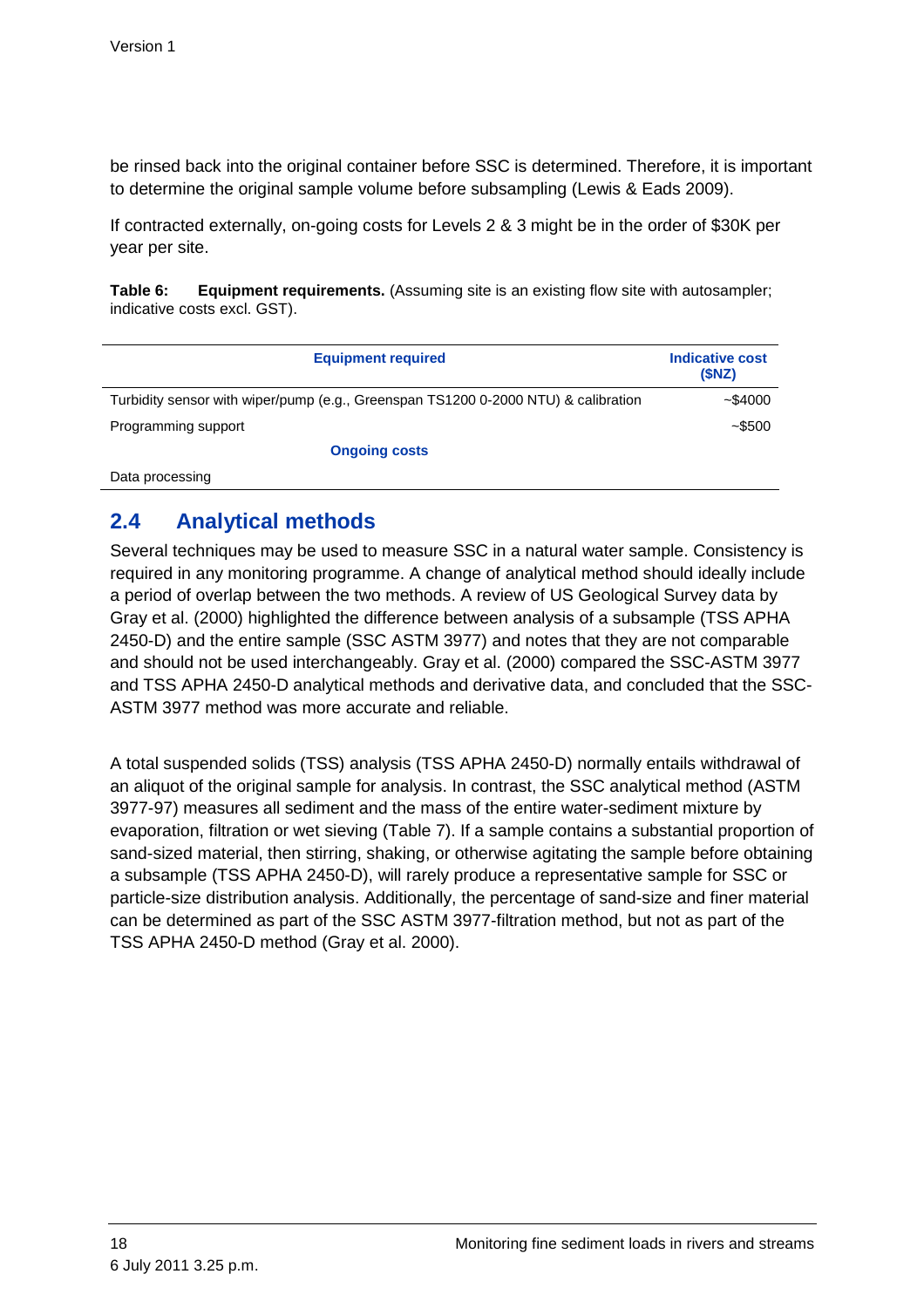be rinsed back into the original container before SSC is determined. Therefore, it is important to determine the original sample volume before subsampling (Lewis & Eads 2009).

If contracted externally, on-going costs for Levels 2 & 3 might be in the order of $30K per year per site.

**Table 6: Equipment requirements.** (Assuming site is an existing flow site with autosampler; indicative costs excl. GST).

| Equipment required | Indicative cost ($NZ) |
|---|---|
| Turbidity sensor with wiper/pump (e.g., Greenspan TS1200 0-2000 NTU) & calibration | ~$4000 |
| Programming support | ~$500 |
| **Ongoing costs** | |
| Data processing | |

## 2.4 Analytical methods

Several techniques may be used to measure SSC in a natural water sample. Consistency is required in any monitoring programme. A change of analytical method should ideally include a period of overlap between the two methods. A review of US Geological Survey data by Gray et al. (2000) highlighted the difference between analysis of a subsample (TSS APHA 2450-D) and the entire sample (SSC ASTM 3977) and notes that they are not comparable and should not be used interchangeably. Gray et al. (2000) compared the SSC-ASTM 3977 and TSS APHA 2450-D analytical methods and derivative data, and concluded that the SSC-ASTM 3977 method was more accurate and reliable.

A total suspended solids (TSS) analysis (TSS APHA 2450-D) normally entails withdrawal of an aliquot of the original sample for analysis. In contrast, the SSC analytical method (ASTM 3977-97) measures all sediment and the mass of the entire water-sediment mixture by evaporation, filtration or wet sieving (Table 7). If a sample contains a substantial proportion of sand-sized material, then stirring, shaking, or otherwise agitating the sample before obtaining a subsample (TSS APHA 2450-D), will rarely produce a representative sample for SSC or particle-size distribution analysis. Additionally, the percentage of sand-size and finer material can be determined as part of the SSC ASTM 3977-filtration method, but not as part of the TSS APHA 2450-D method (Gray et al. 2000).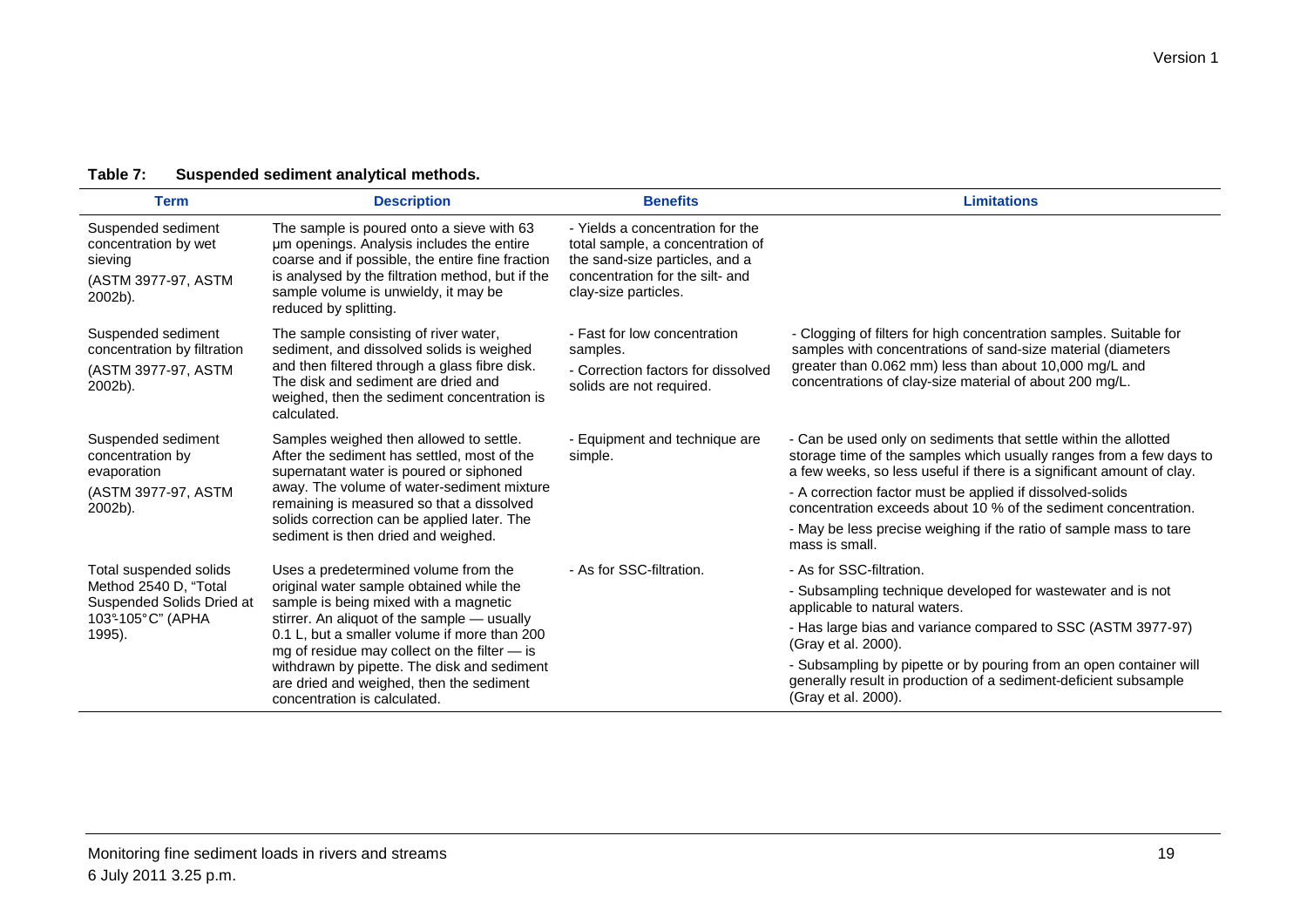**Table 7: Suspended sediment analytical methods.**

| Term | Description | Benefits | Limitations |
|---|---|---|---|
| Suspended sediment concentration by wet sieving (ASTM 3977-97, ASTM 2002b). | The sample is poured onto a sieve with 63 µm openings. Analysis includes the entire coarse and if possible, the entire fine fraction is analysed by the filtration method, but if the sample volume is unwieldy, it may be reduced by splitting. | - Yields a concentration for the total sample, a concentration of the sand-size particles, and a concentration for the silt- and clay-size particles. | |
| Suspended sediment concentration by filtration (ASTM 3977-97, ASTM 2002b). | The sample consisting of river water, sediment, and dissolved solids is weighed and then filtered through a glass fibre disk. The disk and sediment are dried and weighed, then the sediment concentration is calculated. | - Fast for low concentration samples. - Correction factors for dissolved solids are not required. | - Clogging of filters for high concentration samples. Suitable for samples with concentrations of sand-size material (diameters greater than 0.062 mm) less than about 10,000 mg/L and concentrations of clay-size material of about 200 mg/L. |
| Suspended sediment concentration by evaporation (ASTM 3977-97, ASTM 2002b). | Samples weighed then allowed to settle. After the sediment has settled, most of the supernatant water is poured or siphoned away. The volume of water-sediment mixture remaining is measured so that a dissolved solids correction can be applied later. The sediment is then dried and weighed. | - Equipment and technique are simple. | - Can be used only on sediments that settle within the allotted storage time of the samples which usually ranges from a few days to a few weeks, so less useful if there is a significant amount of clay. - A correction factor must be applied if dissolved-solids concentration exceeds about 10 % of the sediment concentration. - May be less precise weighing if the ratio of sample mass to tare mass is small. |
| Total suspended solids Method 2540 D, "Total Suspended Solids Dried at 103°-105°C" (APHA 1995). | Uses a predetermined volume from the original water sample obtained while the sample is being mixed with a magnetic stirrer. An aliquot of the sample — usually 0.1 L, but a smaller volume if more than 200 mg of residue may collect on the filter — is withdrawn by pipette. The disk and sediment are dried and weighed, then the sediment concentration is calculated. | - As for SSC-filtration. | - As for SSC-filtration. - Subsampling technique developed for wastewater and is not applicable to natural waters. - Has large bias and variance compared to SSC (ASTM 3977-97) (Gray et al. 2000). - Subsampling by pipette or by pouring from an open container will generally result in production of a sediment-deficient subsample (Gray et al. 2000). |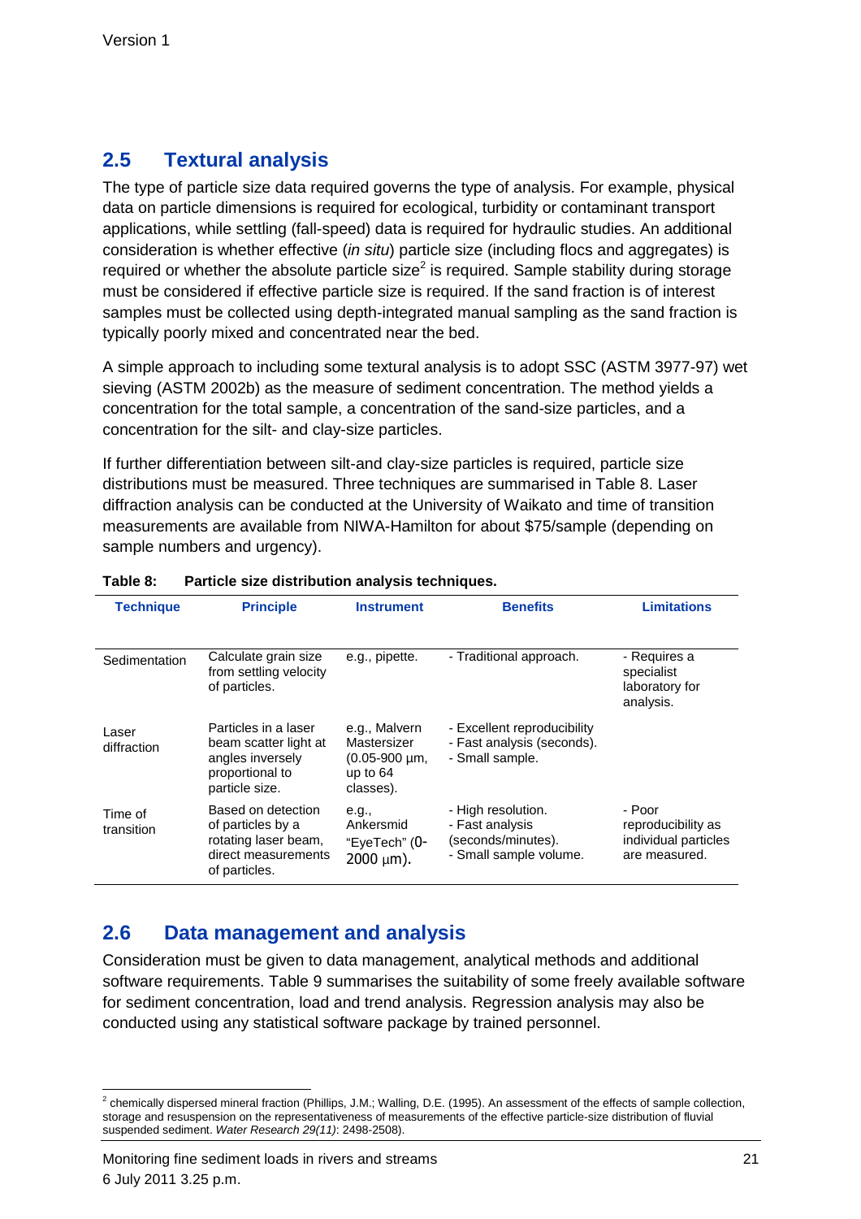## 2.5 Textural analysis

The type of particle size data required governs the type of analysis. For example, physical data on particle dimensions is required for ecological, turbidity or contaminant transport applications, while settling (fall-speed) data is required for hydraulic studies. An additional consideration is whether effective (*in situ*) particle size (including flocs and aggregates) is required or whether the absolute particle size[2] is required. Sample stability during storage must be considered if effective particle size is required. If the sand fraction is of interest samples must be collected using depth-integrated manual sampling as the sand fraction is typically poorly mixed and concentrated near the bed.

A simple approach to including some textural analysis is to adopt SSC (ASTM 3977-97) wet sieving (ASTM 2002b) as the measure of sediment concentration. The method yields a concentration for the total sample, a concentration of the sand-size particles, and a concentration for the silt- and clay-size particles.

If further differentiation between silt-and clay-size particles is required, particle size distributions must be measured. Three techniques are summarised in Table 8. Laser diffraction analysis can be conducted at the University of Waikato and time of transition measurements are available from NIWA-Hamilton for about $75/sample (depending on sample numbers and urgency).

**Table 8: Particle size distribution analysis techniques.**

| Technique | Principle | Instrument | Benefits | Limitations |
|---|---|---|---|---|
| Sedimentation | Calculate grain size from settling velocity of particles. | e.g., pipette. | - Traditional approach. | - Requires a specialist laboratory for analysis. |
| Laser diffraction | Particles in a laser beam scatter light at angles inversely proportional to particle size. | e.g., Malvern Mastersizer (0.05-900 µm, up to 64 classes). | - Excellent reproducibility<br>- Fast analysis (seconds).<br>- Small sample. | |
| Time of transition | Based on detection of particles by a rotating laser beam, direct measurements of particles. | e.g., Ankersmid "EyeTech" (0-2000 µm). | - High resolution.<br>- Fast analysis (seconds/minutes).<br>- Small sample volume. | - Poor reproducibility as individual particles are measured. |

## 2.6 Data management and analysis

Consideration must be given to data management, analytical methods and additional software requirements. Table 9 summarises the suitability of some freely available software for sediment concentration, load and trend analysis. Regression analysis may also be conducted using any statistical software package by trained personnel.

[2] chemically dispersed mineral fraction (Phillips, J.M.; Walling, D.E. (1995). An assessment of the effects of sample collection, storage and resuspension on the representativeness of measurements of the effective particle-size distribution of fluvial suspended sediment. *Water Research 29(11)*: 2498-2508).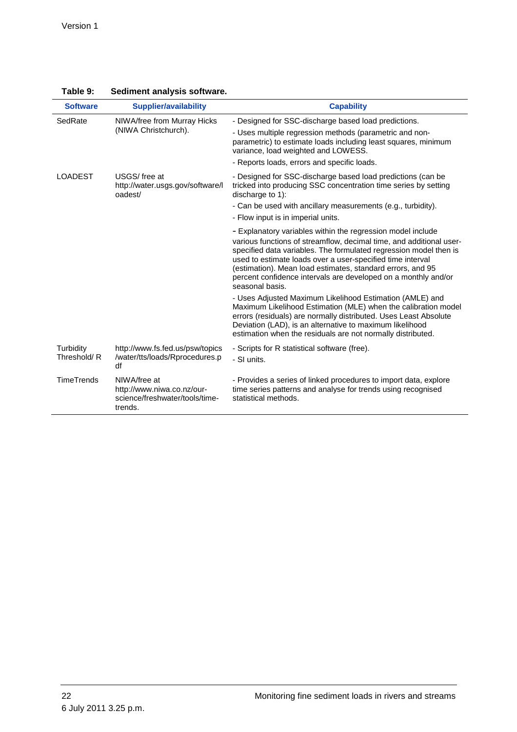**Table 9: Sediment analysis software.**

| Software | Supplier/availability | Capability |
|---|---|---|
| SedRate | NIWA/free from Murray Hicks (NIWA Christchurch). | - Designed for SSC-discharge based load predictions.<br>- Uses multiple regression methods (parametric and non-parametric) to estimate loads including least squares, minimum variance, load weighted and LOWESS.<br>- Reports loads, errors and specific loads. |
| LOADEST | USGS/ free at http://water.usgs.gov/software/loadest/ | - Designed for SSC-discharge based load predictions (can be tricked into producing SSC concentration time series by setting discharge to 1):<br>- Can be used with ancillary measurements (e.g., turbidity).<br>- Flow input is in imperial units.<br>- Explanatory variables within the regression model include various functions of streamflow, decimal time, and additional user-specified data variables. The formulated regression model then is used to estimate loads over a user-specified time interval (estimation). Mean load estimates, standard errors, and 95 percent confidence intervals are developed on a monthly and/or seasonal basis.<br>- Uses Adjusted Maximum Likelihood Estimation (AMLE) and Maximum Likelihood Estimation (MLE) when the calibration model errors (residuals) are normally distributed. Uses Least Absolute Deviation (LAD), is an alternative to maximum likelihood estimation when the residuals are not normally distributed. |
| Turbidity Threshold/ R | http://www.fs.fed.us/psw/topics/water/tts/loads/Rprocedures.pdf | - Scripts for R statistical software (free).<br>- SI units. |
| TimeTrends | NIWA/free at http://www.niwa.co.nz/our-science/freshwater/tools/time-trends. | - Provides a series of linked procedures to import data, explore time series patterns and analyse for trends using recognised statistical methods. |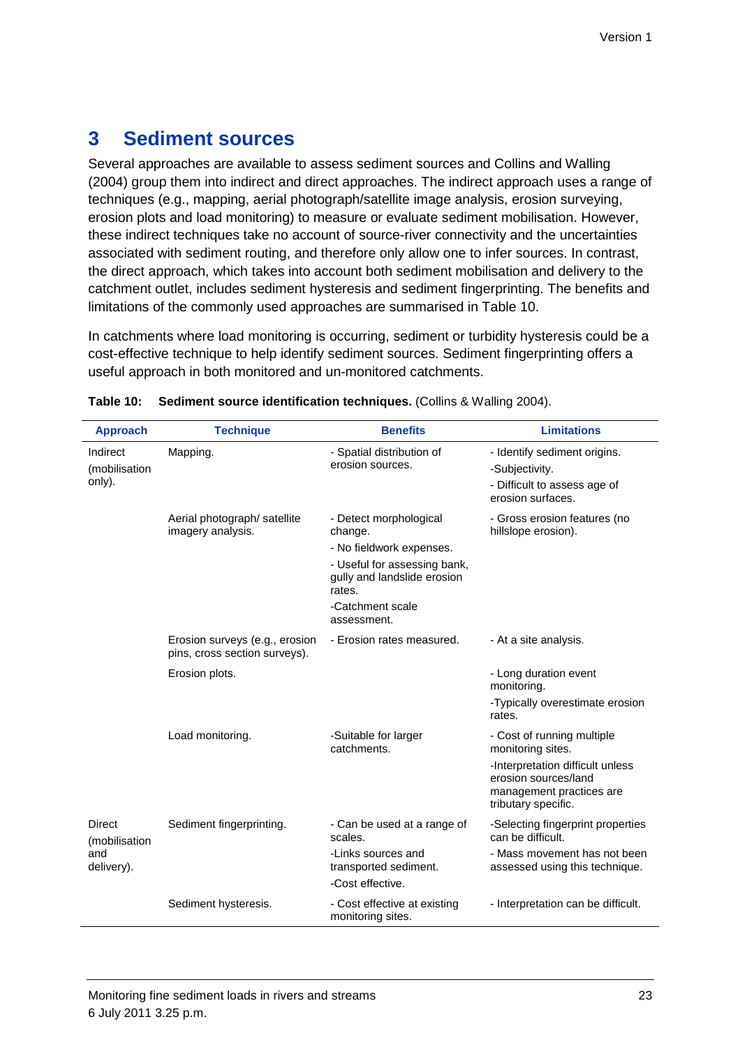# 3 Sediment sources

Several approaches are available to assess sediment sources and Collins and Walling (2004) group them into indirect and direct approaches. The indirect approach uses a range of techniques (e.g., mapping, aerial photograph/satellite image analysis, erosion surveying, erosion plots and load monitoring) to measure or evaluate sediment mobilisation. However, these indirect techniques take no account of source-river connectivity and the uncertainties associated with sediment routing, and therefore only allow one to infer sources. In contrast, the direct approach, which takes into account both sediment mobilisation and delivery to the catchment outlet, includes sediment hysteresis and sediment fingerprinting. The benefits and limitations of the commonly used approaches are summarised in Table 10.

In catchments where load monitoring is occurring, sediment or turbidity hysteresis could be a cost-effective technique to help identify sediment sources. Sediment fingerprinting offers a useful approach in both monitored and un-monitored catchments.

**Table 10: Sediment source identification techniques.** (Collins & Walling 2004).

| Approach | Technique | Benefits | Limitations |
|---|---|---|---|
| Indirect (mobilisation only). | Mapping. | - Spatial distribution of erosion sources. | - Identify sediment origins.<br>-Subjectivity.<br>- Difficult to assess age of erosion surfaces. |
| | Aerial photograph/ satellite imagery analysis. | - Detect morphological change.<br>- No fieldwork expenses.<br>- Useful for assessing bank, gully and landslide erosion rates.<br>-Catchment scale assessment. | - Gross erosion features (no hillslope erosion). |
| | Erosion surveys (e.g., erosion pins, cross section surveys). | - Erosion rates measured. | - At a site analysis. |
| | Erosion plots. | | - Long duration event monitoring.<br>-Typically overestimate erosion rates. |
| | Load monitoring. | -Suitable for larger catchments. | - Cost of running multiple monitoring sites.<br>-Interpretation difficult unless erosion sources/land management practices are tributary specific. |
| Direct (mobilisation and delivery). | Sediment fingerprinting. | - Can be used at a range of scales.<br>-Links sources and transported sediment.<br>-Cost effective. | -Selecting fingerprint properties can be difficult.<br>- Mass movement has not been assessed using this technique. |
| | Sediment hysteresis. | - Cost effective at existing monitoring sites. | - Interpretation can be difficult. |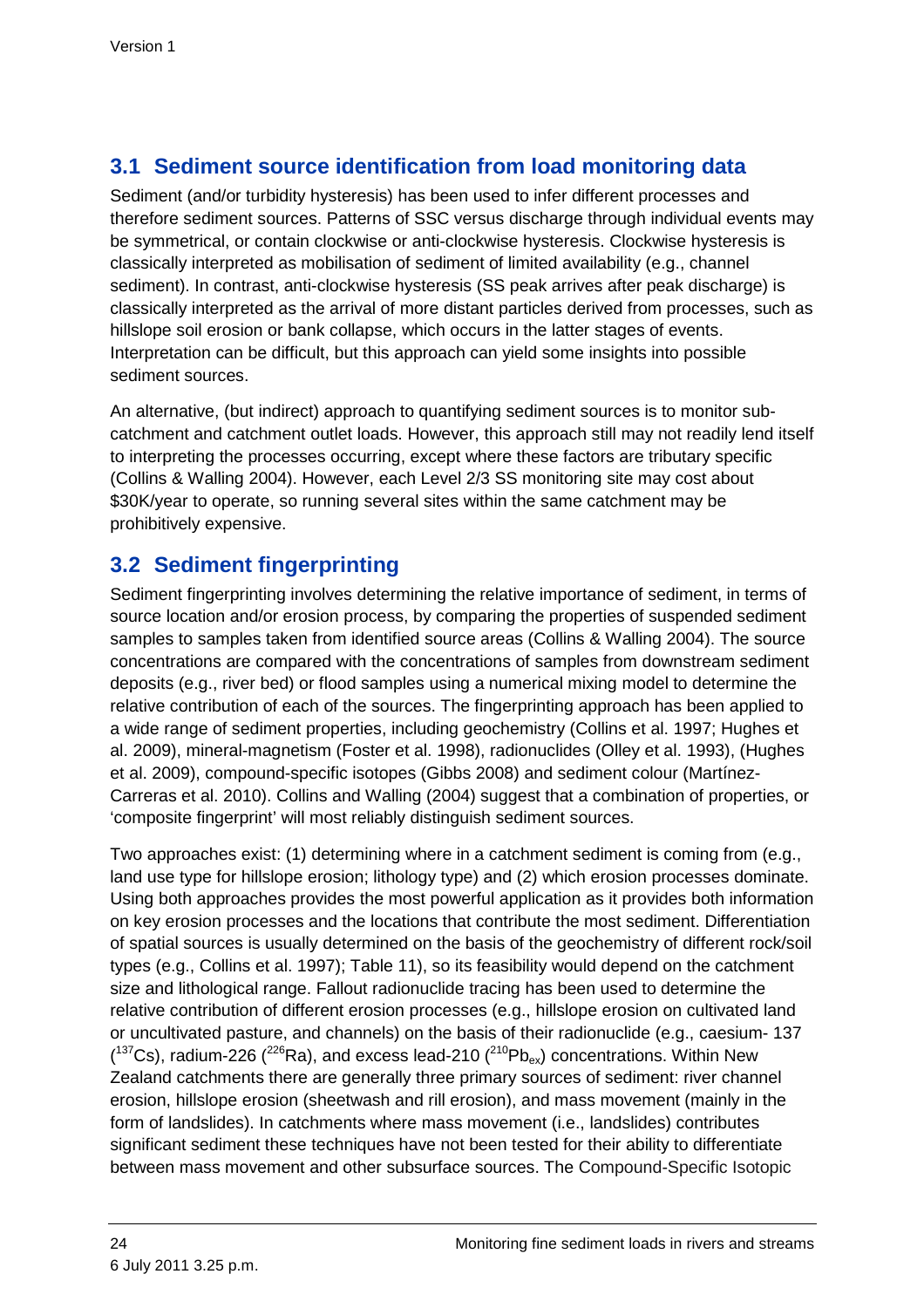## 3.1 Sediment source identification from load monitoring data

Sediment (and/or turbidity hysteresis) has been used to infer different processes and therefore sediment sources. Patterns of SSC versus discharge through individual events may be symmetrical, or contain clockwise or anti-clockwise hysteresis. Clockwise hysteresis is classically interpreted as mobilisation of sediment of limited availability (e.g., channel sediment). In contrast, anti-clockwise hysteresis (SS peak arrives after peak discharge) is classically interpreted as the arrival of more distant particles derived from processes, such as hillslope soil erosion or bank collapse, which occurs in the latter stages of events. Interpretation can be difficult, but this approach can yield some insights into possible sediment sources.

An alternative, (but indirect) approach to quantifying sediment sources is to monitor sub-catchment and catchment outlet loads. However, this approach still may not readily lend itself to interpreting the processes occurring, except where these factors are tributary specific (Collins & Walling 2004). However, each Level 2/3 SS monitoring site may cost about $30K/year to operate, so running several sites within the same catchment may be prohibitively expensive.

## 3.2 Sediment fingerprinting

Sediment fingerprinting involves determining the relative importance of sediment, in terms of source location and/or erosion process, by comparing the properties of suspended sediment samples to samples taken from identified source areas (Collins & Walling 2004). The source concentrations are compared with the concentrations of samples from downstream sediment deposits (e.g., river bed) or flood samples using a numerical mixing model to determine the relative contribution of each of the sources. The fingerprinting approach has been applied to a wide range of sediment properties, including geochemistry (Collins et al. 1997; Hughes et al. 2009), mineral-magnetism (Foster et al. 1998), radionuclides (Olley et al. 1993), (Hughes et al. 2009), compound-specific isotopes (Gibbs 2008) and sediment colour (Martínez-Carreras et al. 2010). Collins and Walling (2004) suggest that a combination of properties, or 'composite fingerprint' will most reliably distinguish sediment sources.

Two approaches exist: (1) determining where in a catchment sediment is coming from (e.g., land use type for hillslope erosion; lithology type) and (2) which erosion processes dominate. Using both approaches provides the most powerful application as it provides both information on key erosion processes and the locations that contribute the most sediment. Differentiation of spatial sources is usually determined on the basis of the geochemistry of different rock/soil types (e.g., Collins et al. 1997); Table 11), so its feasibility would depend on the catchment size and lithological range. Fallout radionuclide tracing has been used to determine the relative contribution of different erosion processes (e.g., hillslope erosion on cultivated land or uncultivated pasture, and channels) on the basis of their radionuclide (e.g., caesium- 137 ($^{137}$Cs), radium-226 ($^{226}$Ra), and excess lead-210 ($^{210}Pb_{ex}$) concentrations. Within New Zealand catchments there are generally three primary sources of sediment: river channel erosion, hillslope erosion (sheetwash and rill erosion), and mass movement (mainly in the form of landslides). In catchments where mass movement (i.e., landslides) contributes significant sediment these techniques have not been tested for their ability to differentiate between mass movement and other subsurface sources. The Compound-Specific Isotopic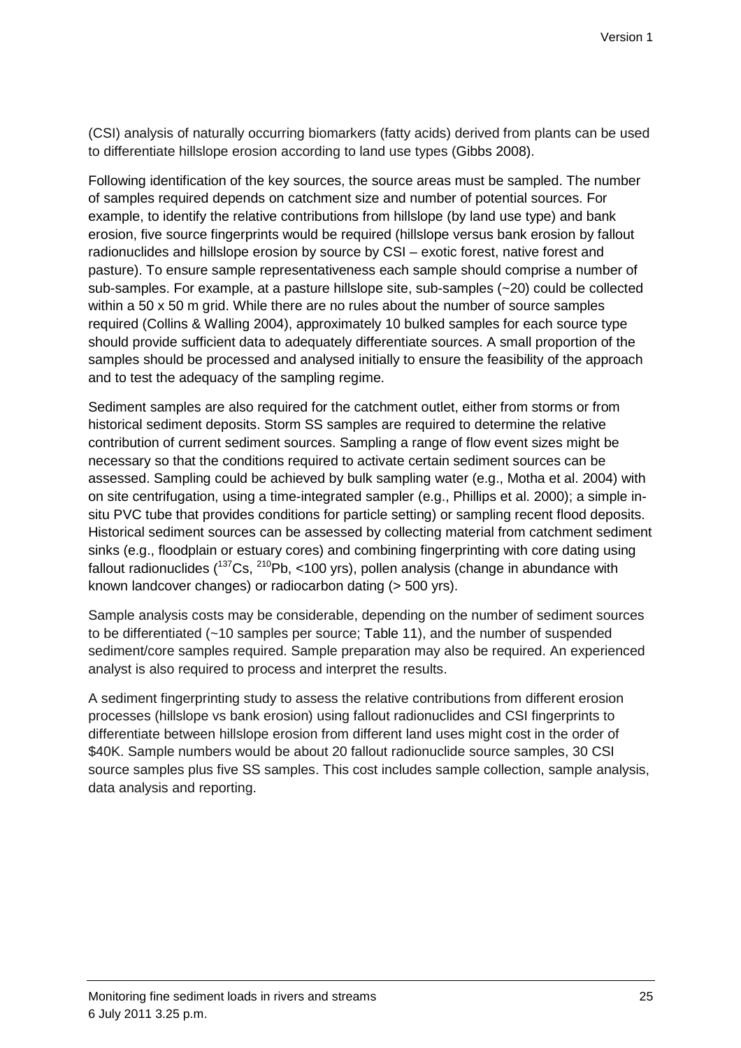(CSI) analysis of naturally occurring biomarkers (fatty acids) derived from plants can be used to differentiate hillslope erosion according to land use types (Gibbs 2008).

Following identification of the key sources, the source areas must be sampled. The number of samples required depends on catchment size and number of potential sources. For example, to identify the relative contributions from hillslope (by land use type) and bank erosion, five source fingerprints would be required (hillslope versus bank erosion by fallout radionuclides and hillslope erosion by source by CSI – exotic forest, native forest and pasture). To ensure sample representativeness each sample should comprise a number of sub-samples. For example, at a pasture hillslope site, sub-samples (~20) could be collected within a 50 x 50 m grid. While there are no rules about the number of source samples required (Collins & Walling 2004), approximately 10 bulked samples for each source type should provide sufficient data to adequately differentiate sources. A small proportion of the samples should be processed and analysed initially to ensure the feasibility of the approach and to test the adequacy of the sampling regime.

Sediment samples are also required for the catchment outlet, either from storms or from historical sediment deposits. Storm SS samples are required to determine the relative contribution of current sediment sources. Sampling a range of flow event sizes might be necessary so that the conditions required to activate certain sediment sources can be assessed. Sampling could be achieved by bulk sampling water (e.g., Motha et al. 2004) with on site centrifugation, using a time-integrated sampler (e.g., Phillips et al. 2000); a simple in-situ PVC tube that provides conditions for particle setting) or sampling recent flood deposits. Historical sediment sources can be assessed by collecting material from catchment sediment sinks (e.g., floodplain or estuary cores) and combining fingerprinting with core dating using fallout radionuclides ($^{137}Cs$, $^{210}Pb$, <100 yrs), pollen analysis (change in abundance with known landcover changes) or radiocarbon dating (> 500 yrs).

Sample analysis costs may be considerable, depending on the number of sediment sources to be differentiated (~10 samples per source; Table 11), and the number of suspended sediment/core samples required. Sample preparation may also be required. An experienced analyst is also required to process and interpret the results.

A sediment fingerprinting study to assess the relative contributions from different erosion processes (hillslope vs bank erosion) using fallout radionuclides and CSI fingerprints to differentiate between hillslope erosion from different land uses might cost in the order of $40K. Sample numbers would be about 20 fallout radionuclide source samples, 30 CSI source samples plus five SS samples. This cost includes sample collection, sample analysis, data analysis and reporting.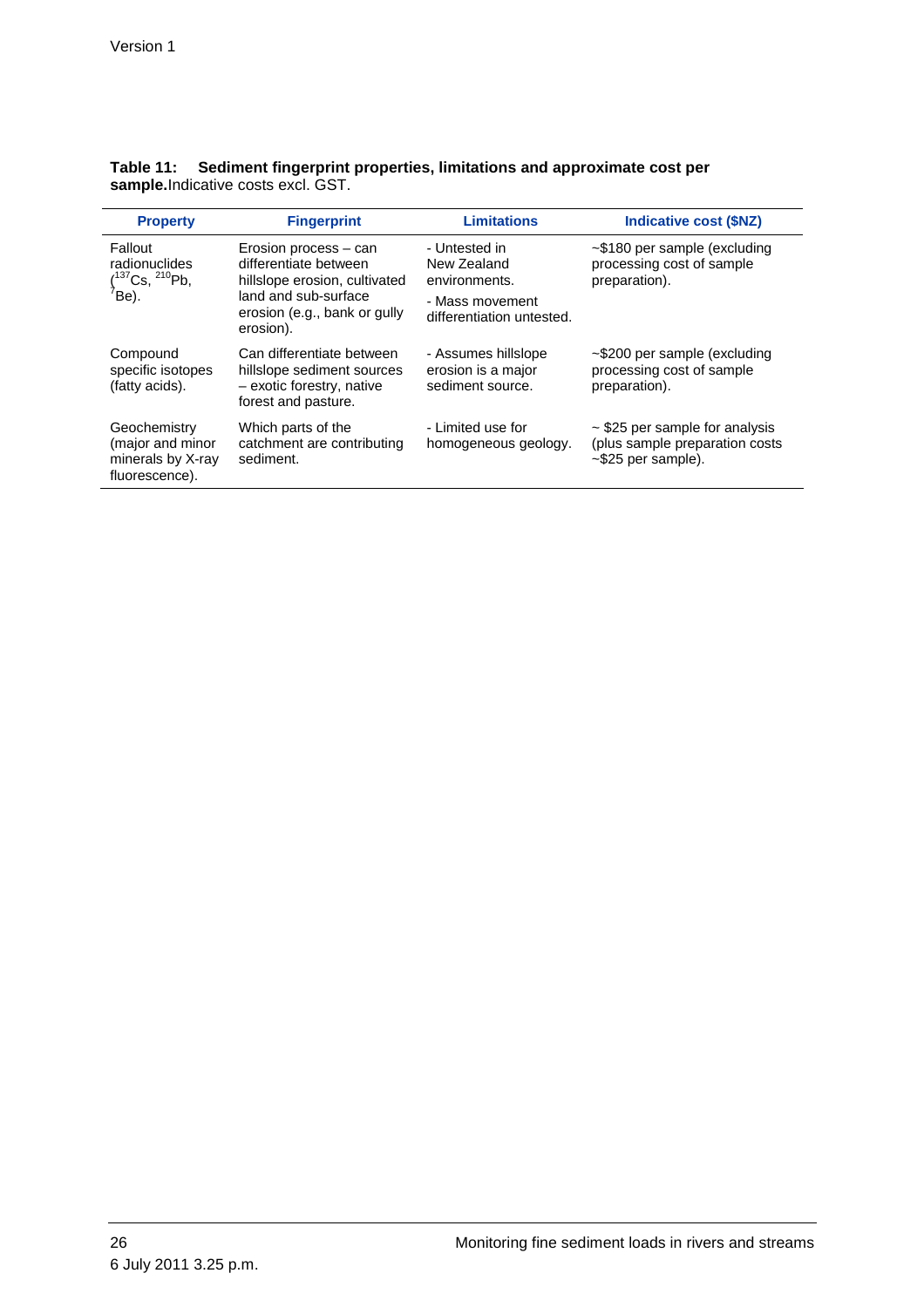**Table 11: Sediment fingerprint properties, limitations and approximate cost per sample.** Indicative costs excl. GST.

| Property | Fingerprint | Limitations | Indicative cost ($NZ) |
|---|---|---|---|
| Fallout radionuclides ($^{137}$Cs, $^{210}$Pb, $^{7}$Be). | Erosion process – can differentiate between hillslope erosion, cultivated land and sub-surface erosion (e.g., bank or gully erosion). | - Untested in New Zealand environments.<br>- Mass movement differentiation untested. | ~$180 per sample (excluding processing cost of sample preparation). |
| Compound specific isotopes (fatty acids). | Can differentiate between hillslope sediment sources – exotic forestry, native forest and pasture. | - Assumes hillslope erosion is a major sediment source. | ~$200 per sample (excluding processing cost of sample preparation). |
| Geochemistry (major and minor minerals by X-ray fluorescence). | Which parts of the catchment are contributing sediment. | - Limited use for homogeneous geology. | ~ $25 per sample for analysis (plus sample preparation costs ~$25 per sample). |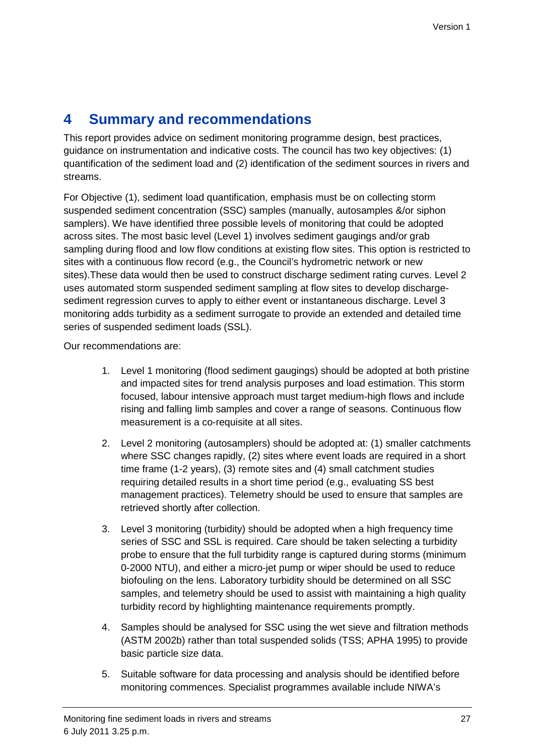# 4 Summary and recommendations

This report provides advice on sediment monitoring programme design, best practices, guidance on instrumentation and indicative costs. The council has two key objectives: (1) quantification of the sediment load and (2) identification of the sediment sources in rivers and streams.

For Objective (1), sediment load quantification, emphasis must be on collecting storm suspended sediment concentration (SSC) samples (manually, autosamples &/or siphon samplers). We have identified three possible levels of monitoring that could be adopted across sites. The most basic level (Level 1) involves sediment gaugings and/or grab sampling during flood and low flow conditions at existing flow sites. This option is restricted to sites with a continuous flow record (e.g., the Council's hydrometric network or new sites).These data would then be used to construct discharge sediment rating curves. Level 2 uses automated storm suspended sediment sampling at flow sites to develop discharge-sediment regression curves to apply to either event or instantaneous discharge. Level 3 monitoring adds turbidity as a sediment surrogate to provide an extended and detailed time series of suspended sediment loads (SSL).

Our recommendations are:

1. Level 1 monitoring (flood sediment gaugings) should be adopted at both pristine and impacted sites for trend analysis purposes and load estimation. This storm focused, labour intensive approach must target medium-high flows and include rising and falling limb samples and cover a range of seasons. Continuous flow measurement is a co-requisite at all sites.

2. Level 2 monitoring (autosamplers) should be adopted at: (1) smaller catchments where SSC changes rapidly, (2) sites where event loads are required in a short time frame (1-2 years), (3) remote sites and (4) small catchment studies requiring detailed results in a short time period (e.g., evaluating SS best management practices). Telemetry should be used to ensure that samples are retrieved shortly after collection.

3. Level 3 monitoring (turbidity) should be adopted when a high frequency time series of SSC and SSL is required. Care should be taken selecting a turbidity probe to ensure that the full turbidity range is captured during storms (minimum 0-2000 NTU), and either a micro-jet pump or wiper should be used to reduce biofouling on the lens. Laboratory turbidity should be determined on all SSC samples, and telemetry should be used to assist with maintaining a high quality turbidity record by highlighting maintenance requirements promptly.

4. Samples should be analysed for SSC using the wet sieve and filtration methods (ASTM 2002b) rather than total suspended solids (TSS; APHA 1995) to provide basic particle size data.

5. Suitable software for data processing and analysis should be identified before monitoring commences. Specialist programmes available include NIWA's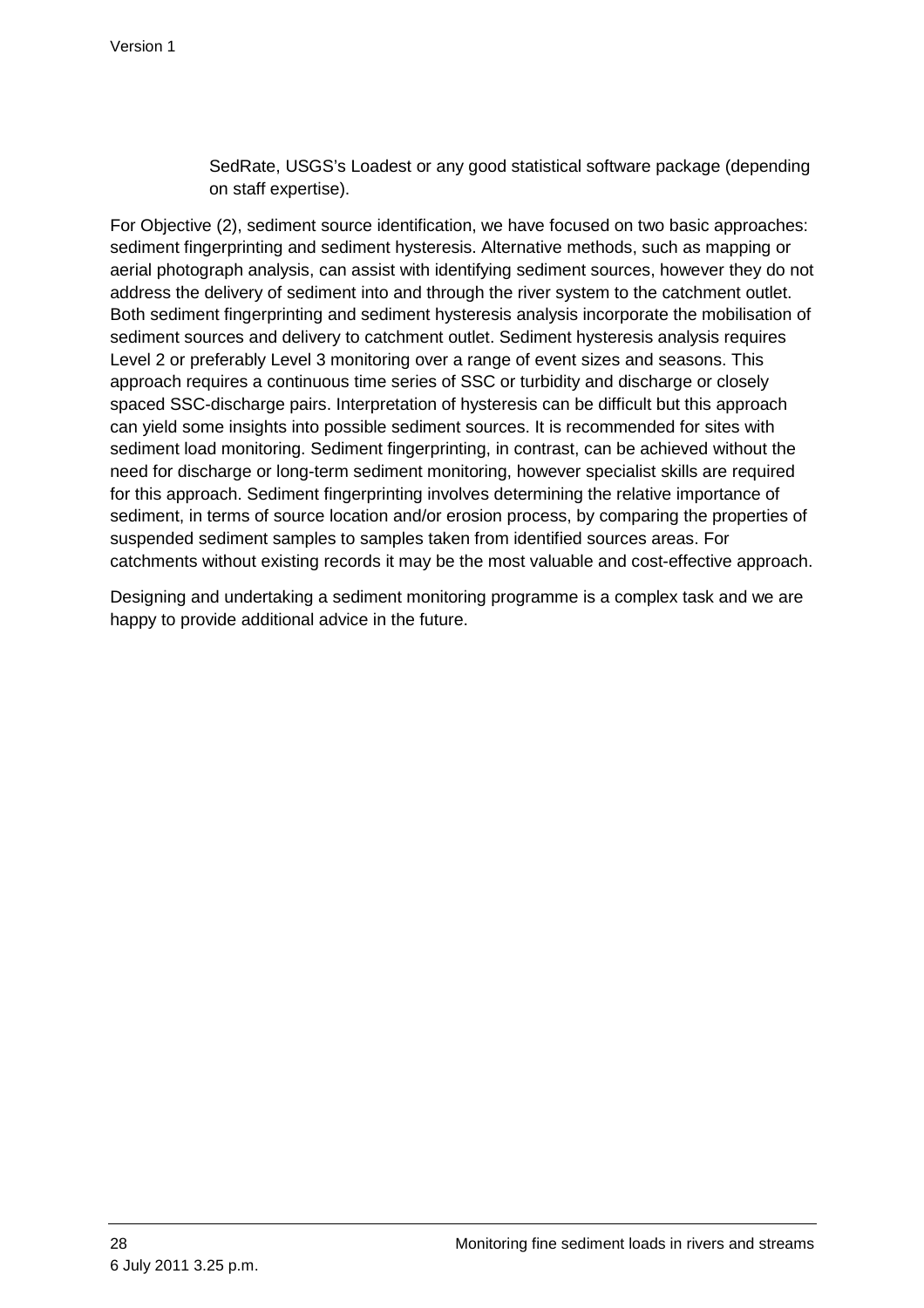SedRate, USGS's Loadest or any good statistical software package (depending on staff expertise).

For Objective (2), sediment source identification, we have focused on two basic approaches: sediment fingerprinting and sediment hysteresis. Alternative methods, such as mapping or aerial photograph analysis, can assist with identifying sediment sources, however they do not address the delivery of sediment into and through the river system to the catchment outlet. Both sediment fingerprinting and sediment hysteresis analysis incorporate the mobilisation of sediment sources and delivery to catchment outlet. Sediment hysteresis analysis requires Level 2 or preferably Level 3 monitoring over a range of event sizes and seasons. This approach requires a continuous time series of SSC or turbidity and discharge or closely spaced SSC-discharge pairs. Interpretation of hysteresis can be difficult but this approach can yield some insights into possible sediment sources. It is recommended for sites with sediment load monitoring. Sediment fingerprinting, in contrast, can be achieved without the need for discharge or long-term sediment monitoring, however specialist skills are required for this approach. Sediment fingerprinting involves determining the relative importance of sediment, in terms of source location and/or erosion process, by comparing the properties of suspended sediment samples to samples taken from identified sources areas. For catchments without existing records it may be the most valuable and cost-effective approach.

Designing and undertaking a sediment monitoring programme is a complex task and we are happy to provide additional advice in the future.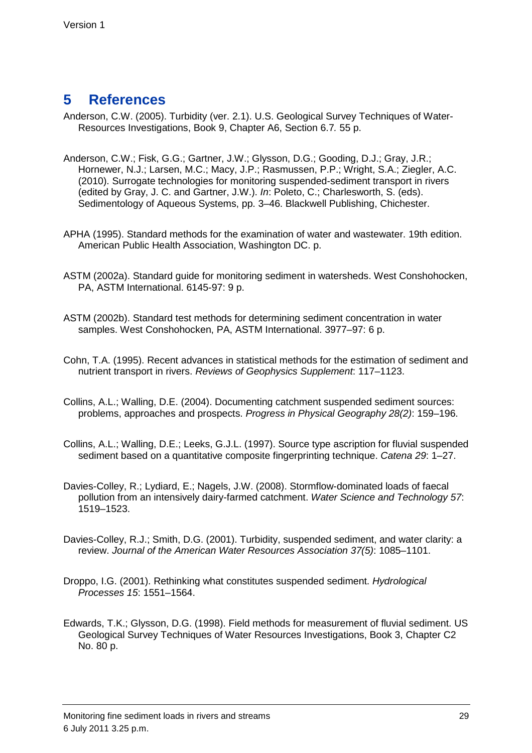# 5 References

Anderson, C.W. (2005). Turbidity (ver. 2.1). U.S. Geological Survey Techniques of Water-Resources Investigations, Book 9, Chapter A6, Section 6.7*.* 55 p.

Anderson, C.W.; Fisk, G.G.; Gartner, J.W.; Glysson, D.G.; Gooding, D.J.; Gray, J.R.; Hornewer, N.J.; Larsen, M.C.; Macy, J.P.; Rasmussen, P.P.; Wright, S.A.; Ziegler, A.C. (2010). Surrogate technologies for monitoring suspended-sediment transport in rivers (edited by Gray, J. C. and Gartner, J.W.). *In*: Poleto, C.; Charlesworth, S. (eds). Sedimentology of Aqueous Systems, pp. 3–46. Blackwell Publishing, Chichester.

APHA (1995). Standard methods for the examination of water and wastewater. 19th edition. American Public Health Association, Washington DC. p.

ASTM (2002a). Standard guide for monitoring sediment in watersheds. West Conshohocken, PA, ASTM International. 6145-97: 9 p.

ASTM (2002b). Standard test methods for determining sediment concentration in water samples. West Conshohocken, PA, ASTM International. 3977–97: 6 p.

Cohn, T.A. (1995). Recent advances in statistical methods for the estimation of sediment and nutrient transport in rivers. *Reviews of Geophysics Supplement*: 117–1123.

Collins, A.L.; Walling, D.E. (2004). Documenting catchment suspended sediment sources: problems, approaches and prospects. *Progress in Physical Geography 28(2)*: 159–196.

Collins, A.L.; Walling, D.E.; Leeks, G.J.L. (1997). Source type ascription for fluvial suspended sediment based on a quantitative composite fingerprinting technique. *Catena 29*: 1–27.

Davies-Colley, R.; Lydiard, E.; Nagels, J.W. (2008). Stormflow-dominated loads of faecal pollution from an intensively dairy-farmed catchment. *Water Science and Technology 57*: 1519–1523.

Davies-Colley, R.J.; Smith, D.G. (2001). Turbidity, suspended sediment, and water clarity: a review. *Journal of the American Water Resources Association 37(5)*: 1085–1101.

Droppo, I.G. (2001). Rethinking what constitutes suspended sediment. *Hydrological Processes 15*: 1551–1564.

Edwards, T.K.; Glysson, D.G. (1998). Field methods for measurement of fluvial sediment. US Geological Survey Techniques of Water Resources Investigations, Book 3, Chapter C2 No. 80 p.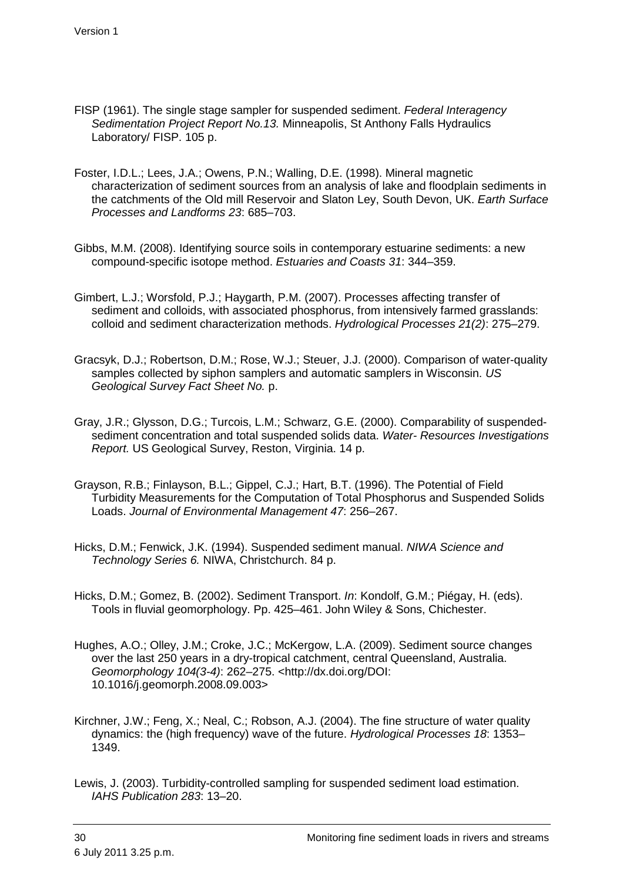FISP (1961). The single stage sampler for suspended sediment. *Federal Interagency Sedimentation Project Report No.13.* Minneapolis, St Anthony Falls Hydraulics Laboratory/ FISP. 105 p.

Foster, I.D.L.; Lees, J.A.; Owens, P.N.; Walling, D.E. (1998). Mineral magnetic characterization of sediment sources from an analysis of lake and floodplain sediments in the catchments of the Old mill Reservoir and Slaton Ley, South Devon, UK. *Earth Surface Processes and Landforms 23*: 685–703.

Gibbs, M.M. (2008). Identifying source soils in contemporary estuarine sediments: a new compound-specific isotope method. *Estuaries and Coasts 31*: 344–359.

Gimbert, L.J.; Worsfold, P.J.; Haygarth, P.M. (2007). Processes affecting transfer of sediment and colloids, with associated phosphorus, from intensively farmed grasslands: colloid and sediment characterization methods. *Hydrological Processes 21(2)*: 275–279.

Gracsyk, D.J.; Robertson, D.M.; Rose, W.J.; Steuer, J.J. (2000). Comparison of water-quality samples collected by siphon samplers and automatic samplers in Wisconsin. *US Geological Survey Fact Sheet No.* p.

Gray, J.R.; Glysson, D.G.; Turcois, L.M.; Schwarz, G.E. (2000). Comparability of suspended-sediment concentration and total suspended solids data. *Water- Resources Investigations Report.* US Geological Survey, Reston, Virginia. 14 p.

Grayson, R.B.; Finlayson, B.L.; Gippel, C.J.; Hart, B.T. (1996). The Potential of Field Turbidity Measurements for the Computation of Total Phosphorus and Suspended Solids Loads. *Journal of Environmental Management 47*: 256–267.

Hicks, D.M.; Fenwick, J.K. (1994). Suspended sediment manual. *NIWA Science and Technology Series 6.* NIWA, Christchurch. 84 p.

Hicks, D.M.; Gomez, B. (2002). Sediment Transport. *In*: Kondolf, G.M.; Piégay, H. (eds). Tools in fluvial geomorphology. Pp. 425–461. John Wiley & Sons, Chichester.

Hughes, A.O.; Olley, J.M.; Croke, J.C.; McKergow, L.A. (2009). Sediment source changes over the last 250 years in a dry-tropical catchment, central Queensland, Australia. *Geomorphology 104(3-4)*: 262–275. <http://dx.doi.org/DOI: 10.1016/j.geomorph.2008.09.003>

Kirchner, J.W.; Feng, X.; Neal, C.; Robson, A.J. (2004). The fine structure of water quality dynamics: the (high frequency) wave of the future. *Hydrological Processes 18*: 1353–1349.

Lewis, J. (2003). Turbidity-controlled sampling for suspended sediment load estimation. *IAHS Publication 283*: 13–20.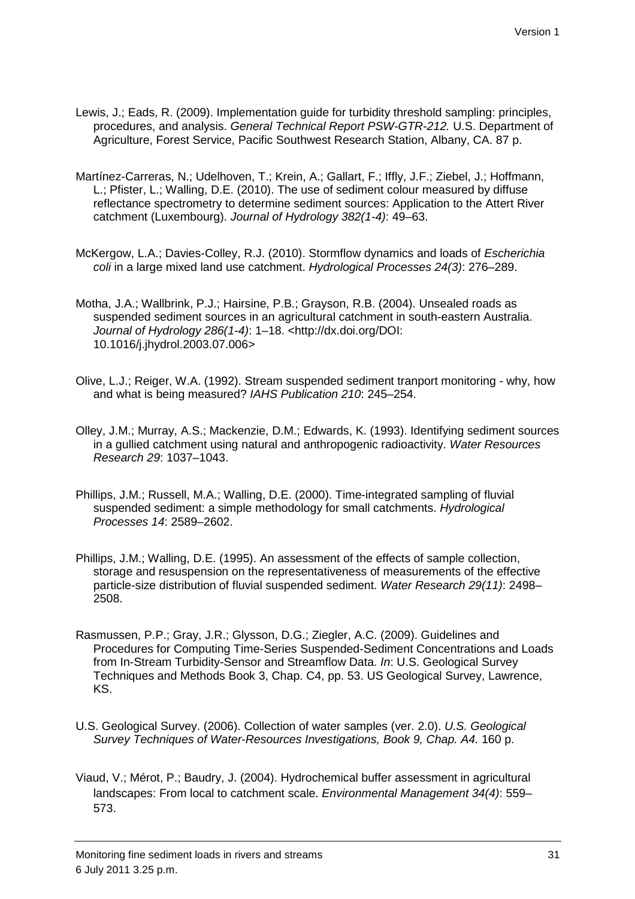Lewis, J.; Eads, R. (2009). Implementation guide for turbidity threshold sampling: principles, procedures, and analysis. *General Technical Report PSW-GTR-212.* U.S. Department of Agriculture, Forest Service, Pacific Southwest Research Station, Albany, CA. 87 p.

Martínez-Carreras, N.; Udelhoven, T.; Krein, A.; Gallart, F.; Iffly, J.F.; Ziebel, J.; Hoffmann, L.; Pfister, L.; Walling, D.E. (2010). The use of sediment colour measured by diffuse reflectance spectrometry to determine sediment sources: Application to the Attert River catchment (Luxembourg). *Journal of Hydrology 382(1-4)*: 49–63.

McKergow, L.A.; Davies-Colley, R.J. (2010). Stormflow dynamics and loads of *Escherichia coli* in a large mixed land use catchment. *Hydrological Processes 24(3)*: 276–289.

Motha, J.A.; Wallbrink, P.J.; Hairsine, P.B.; Grayson, R.B. (2004). Unsealed roads as suspended sediment sources in an agricultural catchment in south-eastern Australia. *Journal of Hydrology 286(1-4)*: 1–18. <http://dx.doi.org/DOI: 10.1016/j.jhydrol.2003.07.006>

Olive, L.J.; Reiger, W.A. (1992). Stream suspended sediment tranport monitoring - why, how and what is being measured? *IAHS Publication 210*: 245–254.

Olley, J.M.; Murray, A.S.; Mackenzie, D.M.; Edwards, K. (1993). Identifying sediment sources in a gullied catchment using natural and anthropogenic radioactivity. *Water Resources Research 29*: 1037–1043.

Phillips, J.M.; Russell, M.A.; Walling, D.E. (2000). Time-integrated sampling of fluvial suspended sediment: a simple methodology for small catchments. *Hydrological Processes 14*: 2589–2602.

Phillips, J.M.; Walling, D.E. (1995). An assessment of the effects of sample collection, storage and resuspension on the representativeness of measurements of the effective particle-size distribution of fluvial suspended sediment. *Water Research 29(11)*: 2498–2508.

Rasmussen, P.P.; Gray, J.R.; Glysson, D.G.; Ziegler, A.C. (2009). Guidelines and Procedures for Computing Time-Series Suspended-Sediment Concentrations and Loads from In-Stream Turbidity-Sensor and Streamflow Data. *In*: U.S. Geological Survey Techniques and Methods Book 3, Chap. C4, pp. 53. US Geological Survey, Lawrence, KS.

U.S. Geological Survey. (2006). Collection of water samples (ver. 2.0). *U.S. Geological Survey Techniques of Water-Resources Investigations, Book 9, Chap. A4.* 160 p.

Viaud, V.; Mérot, P.; Baudry, J. (2004). Hydrochemical buffer assessment in agricultural landscapes: From local to catchment scale. *Environmental Management 34(4)*: 559–573.